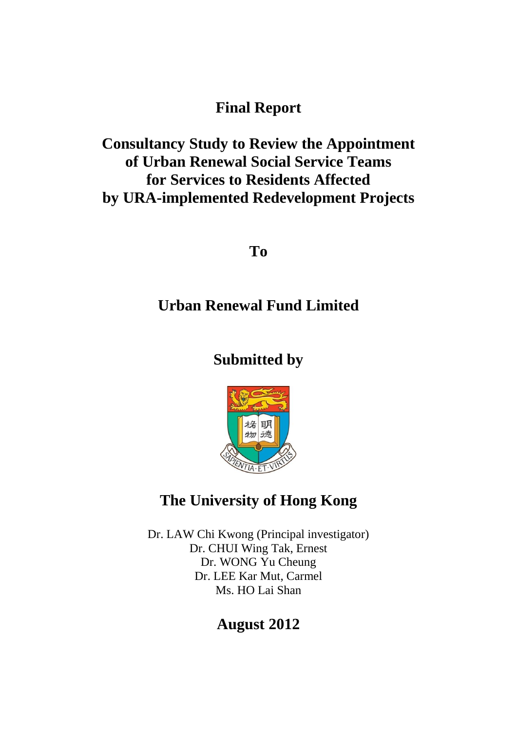# Final Report

# Consultancy Study to Review the Appointment of Urban Renewal Social Service Teams for Services to Residents Affected by URA-implemented Redevelopment Projects

**To**

**Urban Renewal Fund Limited**

**Submitted by**

**The University of Hong Kong**

Dr. LAW Chi Kwong (Principal investigator)
Dr. CHUI Wing Tak, Ernest
Dr. WONG Yu Cheung
Dr. LEE Kar Mut, Carmel
Ms. HO Lai Shan

**August 2012**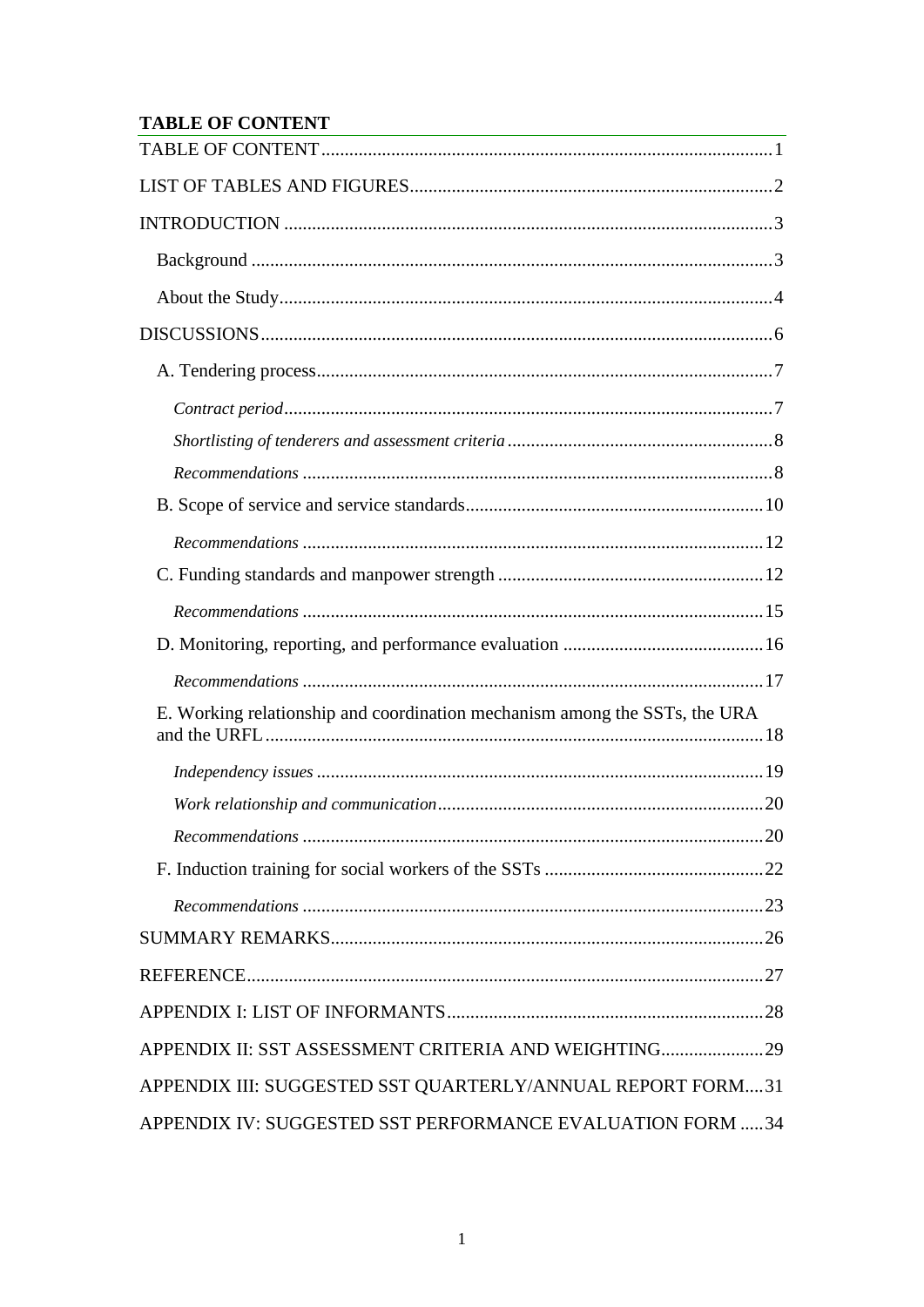**TABLE OF CONTENT**

TABLE OF CONTENT ........................................................................................... 1

LIST OF TABLES AND FIGURES ........................................................................ 2

INTRODUCTION ................................................................................................ 3

- Background ..................................................................................................... 3
- About the Study ............................................................................................... 4

DISCUSSIONS ..................................................................................................... 6

- A. Tendering process ........................................................................................ 7
  - *Contract period* ........................................................................................ 7
  - *Shortlisting of tenderers and assessment criteria* ....................................... 8
  - *Recommendations* ................................................................................... 8
- B. Scope of service and service standards ........................................................ 10
  - *Recommendations* ................................................................................... 12
- C. Funding standards and manpower strength ................................................... 12
  - *Recommendations* ................................................................................... 15
- D. Monitoring, reporting, and performance evaluation ...................................... 16
  - *Recommendations* ................................................................................... 17
- E. Working relationship and coordination mechanism among the SSTs, the URA and the URFL ........................................................................................................ 18
  - *Independency issues* ................................................................................ 19
  - *Work relationship and communication* ...................................................... 20
  - *Recommendations* ................................................................................... 20
- F. Induction training for social workers of the SSTs ......................................... 22
  - *Recommendations* ................................................................................... 23

SUMMARY REMARKS ........................................................................................ 26

REFERENCE ....................................................................................................... 27

APPENDIX I: LIST OF INFORMANTS ................................................................. 28

APPENDIX II: SST ASSESSMENT CRITERIA AND WEIGHTING .............................. 29

APPENDIX III: SUGGESTED SST QUARTERLY/ANNUAL REPORT FORM .... 31

APPENDIX IV: SUGGESTED SST PERFORMANCE EVALUATION FORM ..... 34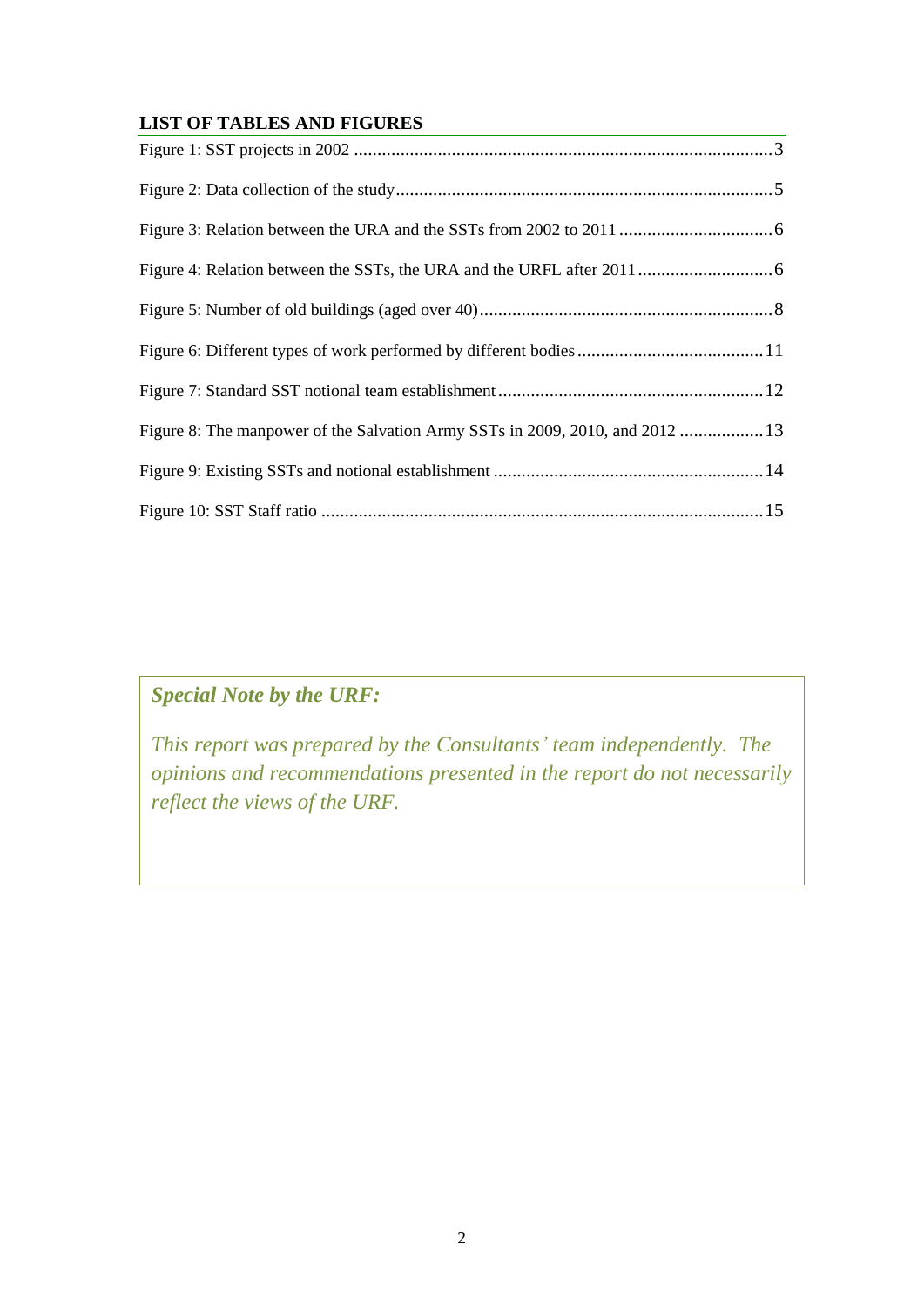## LIST OF TABLES AND FIGURES

Figure 1: SST projects in 2002 .......................................................................................... 3

Figure 2: Data collection of the study................................................................................. 5

Figure 3: Relation between the URA and the SSTs from 2002 to 2011 ................................. 6

Figure 4: Relation between the SSTs, the URA and the URFL after 2011 ............................. 6

Figure 5: Number of old buildings (aged over 40)............................................................... 8

Figure 6: Different types of work performed by different bodies ........................................ 11

Figure 7: Standard SST notional team establishment ......................................................... 12

Figure 8: The manpower of the Salvation Army SSTs in 2009, 2010, and 2012 .................. 13

Figure 9: Existing SSTs and notional establishment .......................................................... 14

Figure 10: SST Staff ratio ............................................................................................... 15

> ***Special Note by the URF:***
>
> *This report was prepared by the Consultants' team independently. The opinions and recommendations presented in the report do not necessarily reflect the views of the URF.*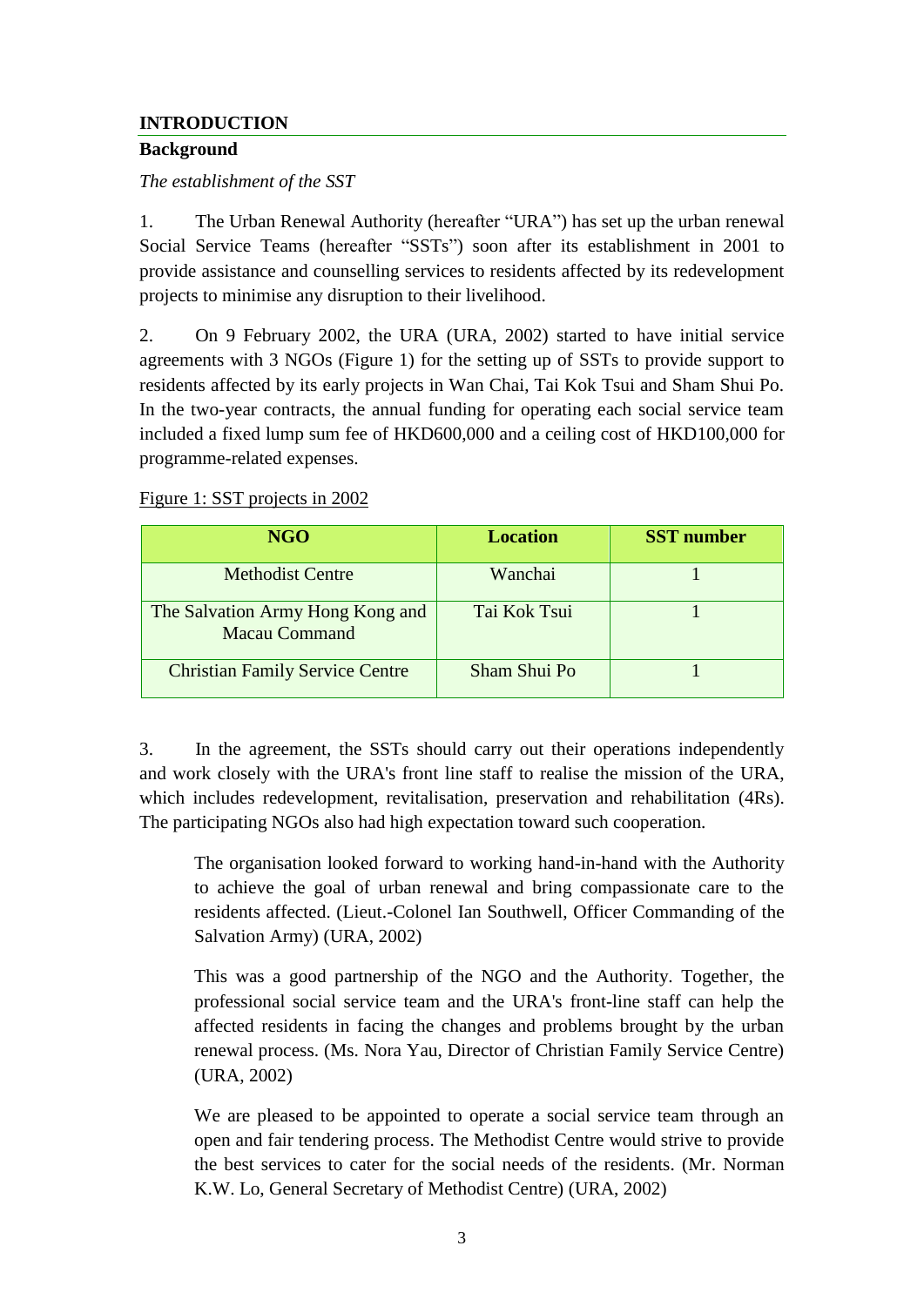## INTRODUCTION

### Background

*The establishment of the SST*

1. The Urban Renewal Authority (hereafter "URA") has set up the urban renewal Social Service Teams (hereafter "SSTs") soon after its establishment in 2001 to provide assistance and counselling services to residents affected by its redevelopment projects to minimise any disruption to their livelihood.

2. On 9 February 2002, the URA (URA, 2002) started to have initial service agreements with 3 NGOs (Figure 1) for the setting up of SSTs to provide support to residents affected by its early projects in Wan Chai, Tai Kok Tsui and Sham Shui Po. In the two-year contracts, the annual funding for operating each social service team included a fixed lump sum fee of HKD600,000 and a ceiling cost of HKD100,000 for programme-related expenses.

Figure 1: SST projects in 2002

| NGO | Location | SST number |
|---|---|---|
| Methodist Centre | Wanchai | 1 |
| The Salvation Army Hong Kong and Macau Command | Tai Kok Tsui | 1 |
| Christian Family Service Centre | Sham Shui Po | 1 |

3. In the agreement, the SSTs should carry out their operations independently and work closely with the URA's front line staff to realise the mission of the URA, which includes redevelopment, revitalisation, preservation and rehabilitation (4Rs). The participating NGOs also had high expectation toward such cooperation.

> The organisation looked forward to working hand-in-hand with the Authority to achieve the goal of urban renewal and bring compassionate care to the residents affected. (Lieut.-Colonel Ian Southwell, Officer Commanding of the Salvation Army) (URA, 2002)

> This was a good partnership of the NGO and the Authority. Together, the professional social service team and the URA's front-line staff can help the affected residents in facing the changes and problems brought by the urban renewal process. (Ms. Nora Yau, Director of Christian Family Service Centre) (URA, 2002)

> We are pleased to be appointed to operate a social service team through an open and fair tendering process. The Methodist Centre would strive to provide the best services to cater for the social needs of the residents. (Mr. Norman K.W. Lo, General Secretary of Methodist Centre) (URA, 2002)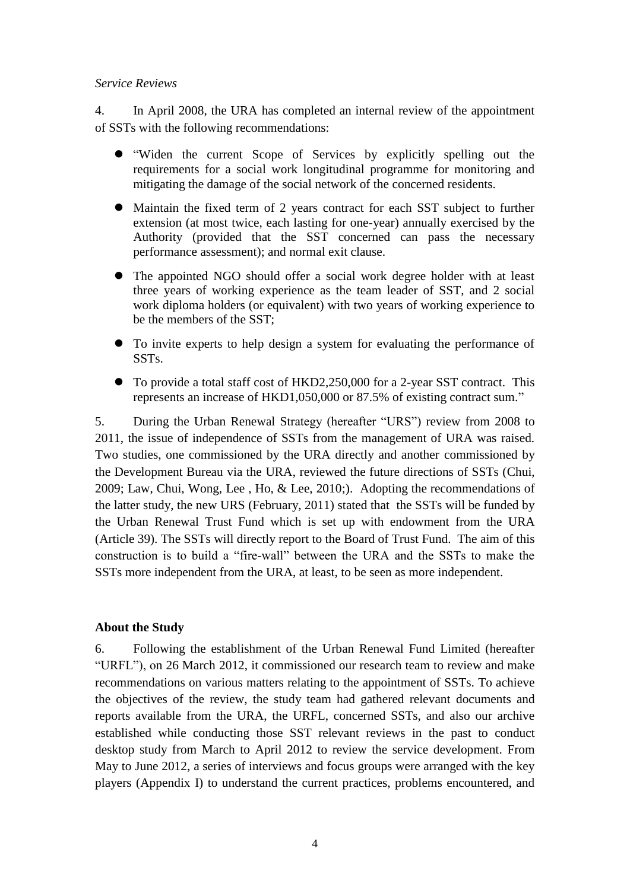*Service Reviews*

4. In April 2008, the URA has completed an internal review of the appointment of SSTs with the following recommendations:

- "Widen the current Scope of Services by explicitly spelling out the requirements for a social work longitudinal programme for monitoring and mitigating the damage of the social network of the concerned residents.
- Maintain the fixed term of 2 years contract for each SST subject to further extension (at most twice, each lasting for one-year) annually exercised by the Authority (provided that the SST concerned can pass the necessary performance assessment); and normal exit clause.
- The appointed NGO should offer a social work degree holder with at least three years of working experience as the team leader of SST, and 2 social work diploma holders (or equivalent) with two years of working experience to be the members of the SST;
- To invite experts to help design a system for evaluating the performance of SSTs.
- To provide a total staff cost of HKD2,250,000 for a 2-year SST contract. This represents an increase of HKD1,050,000 or 87.5% of existing contract sum."

5. During the Urban Renewal Strategy (hereafter "URS") review from 2008 to 2011, the issue of independence of SSTs from the management of URA was raised. Two studies, one commissioned by the URA directly and another commissioned by the Development Bureau via the URA, reviewed the future directions of SSTs (Chui, 2009; Law, Chui, Wong, Lee , Ho, & Lee, 2010;). Adopting the recommendations of the latter study, the new URS (February, 2011) stated that the SSTs will be funded by the Urban Renewal Trust Fund which is set up with endowment from the URA (Article 39). The SSTs will directly report to the Board of Trust Fund. The aim of this construction is to build a "fire-wall" between the URA and the SSTs to make the SSTs more independent from the URA, at least, to be seen as more independent.

**About the Study**

6. Following the establishment of the Urban Renewal Fund Limited (hereafter "URFL"), on 26 March 2012, it commissioned our research team to review and make recommendations on various matters relating to the appointment of SSTs. To achieve the objectives of the review, the study team had gathered relevant documents and reports available from the URA, the URFL, concerned SSTs, and also our archive established while conducting those SST relevant reviews in the past to conduct desktop study from March to April 2012 to review the service development. From May to June 2012, a series of interviews and focus groups were arranged with the key players (Appendix I) to understand the current practices, problems encountered, and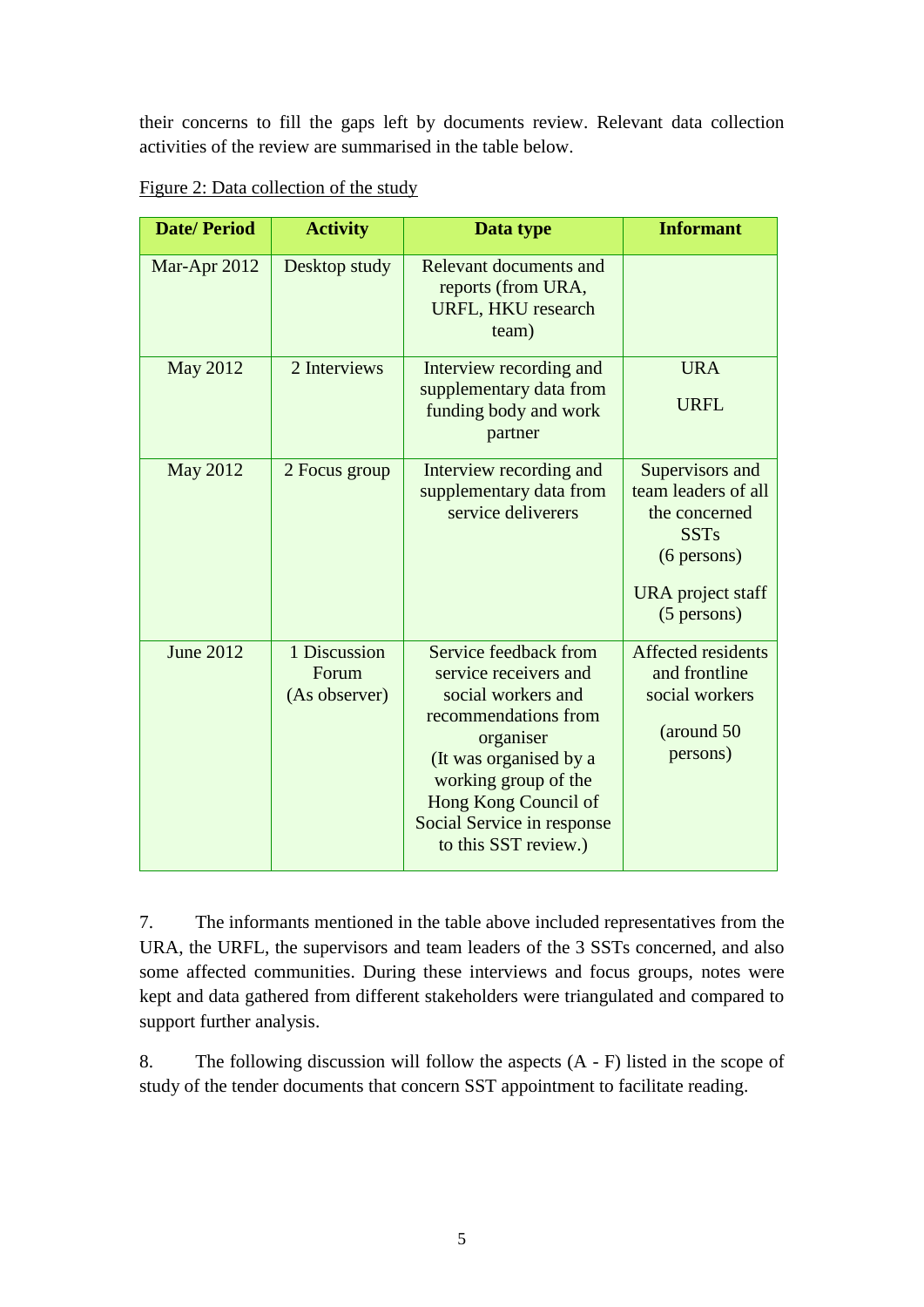their concerns to fill the gaps left by documents review. Relevant data collection activities of the review are summarised in the table below.

Figure 2: Data collection of the study

| Date/ Period | Activity | Data type | Informant |
|---|---|---|---|
| Mar-Apr 2012 | Desktop study | Relevant documents and reports (from URA, URFL, HKU research team) | |
| May 2012 | 2 Interviews | Interview recording and supplementary data from funding body and work partner | URA<br><br>URFL |
| May 2012 | 2 Focus group | Interview recording and supplementary data from service deliverers | Supervisors and team leaders of all the concerned SSTs (6 persons)<br><br>URA project staff (5 persons) |
| June 2012 | 1 Discussion Forum (As observer) | Service feedback from service receivers and social workers and recommendations from organiser (It was organised by a working group of the Hong Kong Council of Social Service in response to this SST review.) | Affected residents and frontline social workers<br><br>(around 50 persons) |

7. The informants mentioned in the table above included representatives from the URA, the URFL, the supervisors and team leaders of the 3 SSTs concerned, and also some affected communities. During these interviews and focus groups, notes were kept and data gathered from different stakeholders were triangulated and compared to support further analysis.

8. The following discussion will follow the aspects (A - F) listed in the scope of study of the tender documents that concern SST appointment to facilitate reading.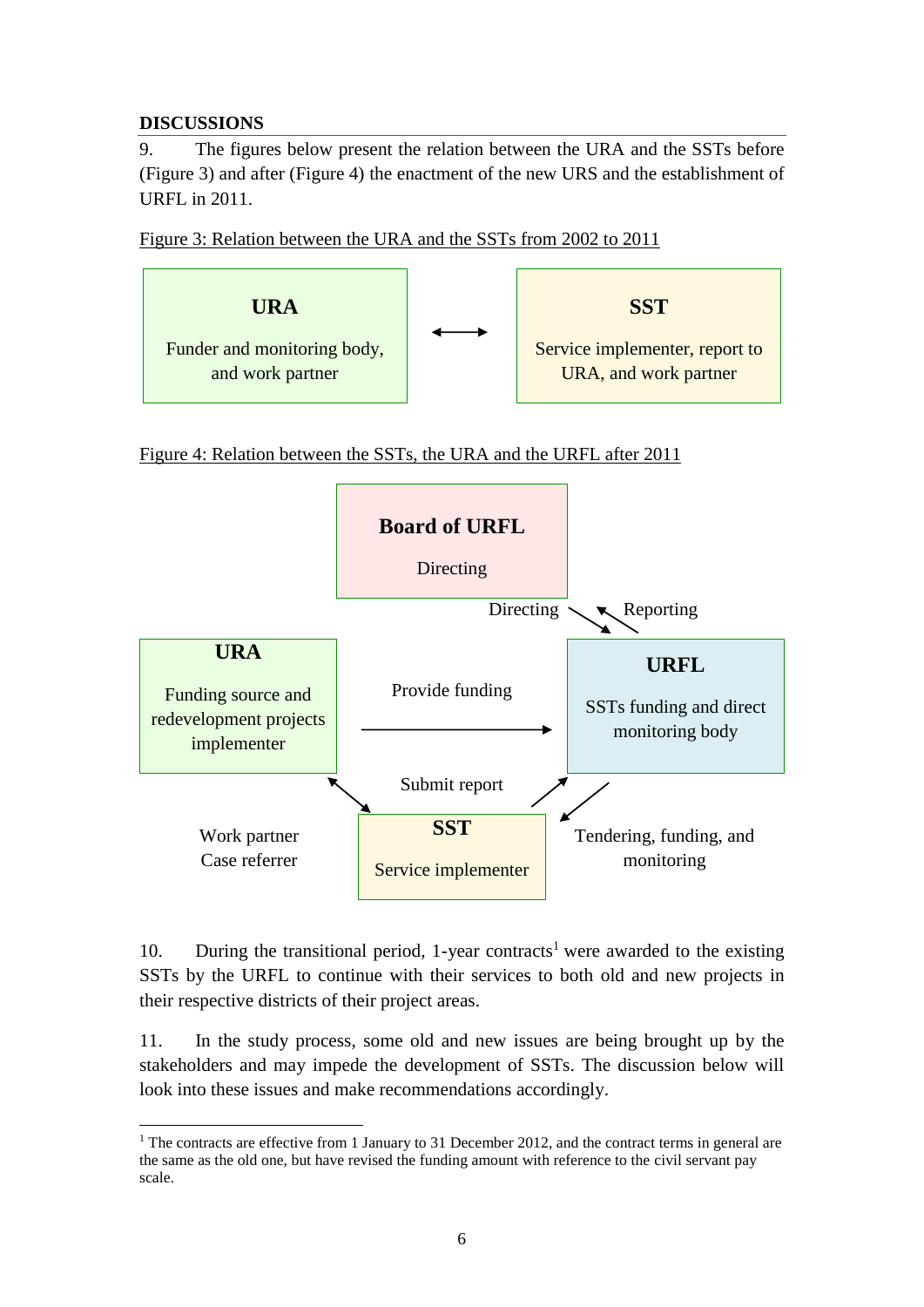## DISCUSSIONS

9. The figures below present the relation between the URA and the SSTs before (Figure 3) and after (Figure 4) the enactment of the new URS and the establishment of URFL in 2011.

Figure 3: Relation between the URA and the SSTs from 2002 to 2011

**URA**

Funder and monitoring body, and work partner

↔

**SST**

Service implementer, report to URA, and work partner

Figure 4: Relation between the SSTs, the URA and the URFL after 2011

**Board of URFL**

Directing

Directing / Reporting

**URA**

Funding source and redevelopment projects implementer

Provide funding

**URFL**

SSTs funding and direct monitoring body

Submit report

Work partner
Case referrer

**SST**

Service implementer

Tendering, funding, and monitoring

10. During the transitional period, 1-year contracts[1] were awarded to the existing SSTs by the URFL to continue with their services to both old and new projects in their respective districts of their project areas.

11. In the study process, some old and new issues are being brought up by the stakeholders and may impede the development of SSTs. The discussion below will look into these issues and make recommendations accordingly.

[1] The contracts are effective from 1 January to 31 December 2012, and the contract terms in general are the same as the old one, but have revised the funding amount with reference to the civil servant pay scale.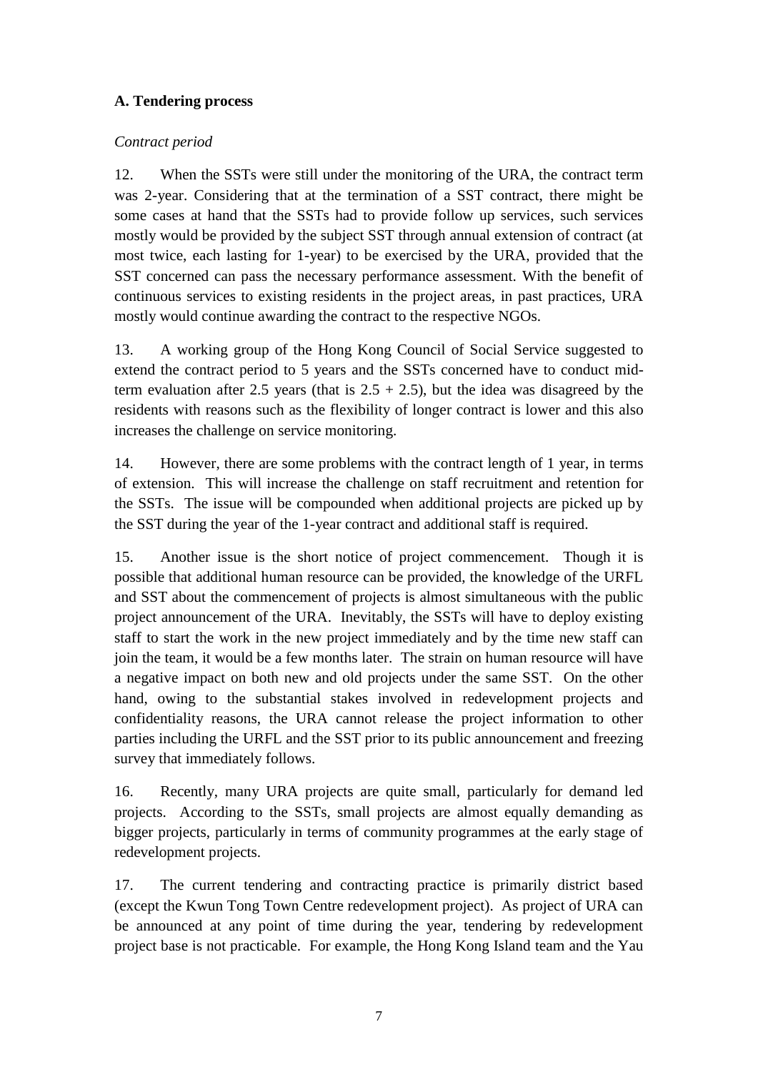### A. Tendering process

*Contract period*

12. When the SSTs were still under the monitoring of the URA, the contract term was 2-year. Considering that at the termination of a SST contract, there might be some cases at hand that the SSTs had to provide follow up services, such services mostly would be provided by the subject SST through annual extension of contract (at most twice, each lasting for 1-year) to be exercised by the URA, provided that the SST concerned can pass the necessary performance assessment. With the benefit of continuous services to existing residents in the project areas, in past practices, URA mostly would continue awarding the contract to the respective NGOs.

13. A working group of the Hong Kong Council of Social Service suggested to extend the contract period to 5 years and the SSTs concerned have to conduct mid-term evaluation after 2.5 years (that is 2.5 + 2.5), but the idea was disagreed by the residents with reasons such as the flexibility of longer contract is lower and this also increases the challenge on service monitoring.

14. However, there are some problems with the contract length of 1 year, in terms of extension. This will increase the challenge on staff recruitment and retention for the SSTs. The issue will be compounded when additional projects are picked up by the SST during the year of the 1-year contract and additional staff is required.

15. Another issue is the short notice of project commencement. Though it is possible that additional human resource can be provided, the knowledge of the URFL and SST about the commencement of projects is almost simultaneous with the public project announcement of the URA. Inevitably, the SSTs will have to deploy existing staff to start the work in the new project immediately and by the time new staff can join the team, it would be a few months later. The strain on human resource will have a negative impact on both new and old projects under the same SST. On the other hand, owing to the substantial stakes involved in redevelopment projects and confidentiality reasons, the URA cannot release the project information to other parties including the URFL and the SST prior to its public announcement and freezing survey that immediately follows.

16. Recently, many URA projects are quite small, particularly for demand led projects. According to the SSTs, small projects are almost equally demanding as bigger projects, particularly in terms of community programmes at the early stage of redevelopment projects.

17. The current tendering and contracting practice is primarily district based (except the Kwun Tong Town Centre redevelopment project). As project of URA can be announced at any point of time during the year, tendering by redevelopment project base is not practicable. For example, the Hong Kong Island team and the Yau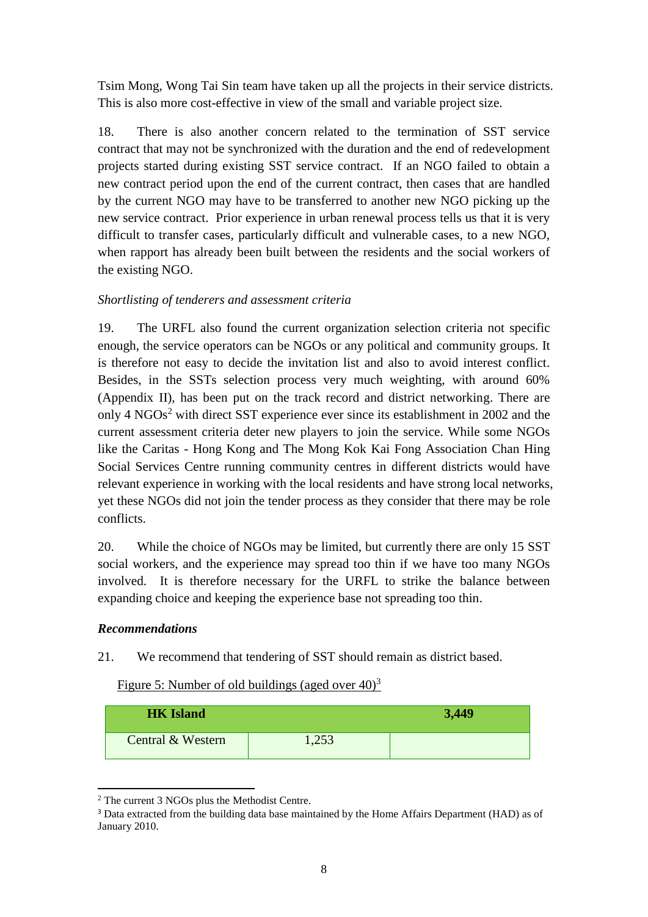Tsim Mong, Wong Tai Sin team have taken up all the projects in their service districts. This is also more cost-effective in view of the small and variable project size.

18. There is also another concern related to the termination of SST service contract that may not be synchronized with the duration and the end of redevelopment projects started during existing SST service contract. If an NGO failed to obtain a new contract period upon the end of the current contract, then cases that are handled by the current NGO may have to be transferred to another new NGO picking up the new service contract. Prior experience in urban renewal process tells us that it is very difficult to transfer cases, particularly difficult and vulnerable cases, to a new NGO, when rapport has already been built between the residents and the social workers of the existing NGO.

*Shortlisting of tenderers and assessment criteria*

19. The URFL also found the current organization selection criteria not specific enough, the service operators can be NGOs or any political and community groups. It is therefore not easy to decide the invitation list and also to avoid interest conflict. Besides, in the SSTs selection process very much weighting, with around 60% (Appendix II), has been put on the track record and district networking. There are only 4 NGOs[2] with direct SST experience ever since its establishment in 2002 and the current assessment criteria deter new players to join the service. While some NGOs like the Caritas - Hong Kong and The Mong Kok Kai Fong Association Chan Hing Social Services Centre running community centres in different districts would have relevant experience in working with the local residents and have strong local networks, yet these NGOs did not join the tender process as they consider that there may be role conflicts.

20. While the choice of NGOs may be limited, but currently there are only 15 SST social workers, and the experience may spread too thin if we have too many NGOs involved. It is therefore necessary for the URFL to strike the balance between expanding choice and keeping the experience base not spreading too thin.

***Recommendations***

21. We recommend that tendering of SST should remain as district based.

Figure 5: Number of old buildings (aged over 40)[3]

| **HK Island** | | **3,449** |
|---|---|---|
| Central & Western | 1,253 | |

[2] The current 3 NGOs plus the Methodist Centre.

[3] Data extracted from the building data base maintained by the Home Affairs Department (HAD) as of January 2010.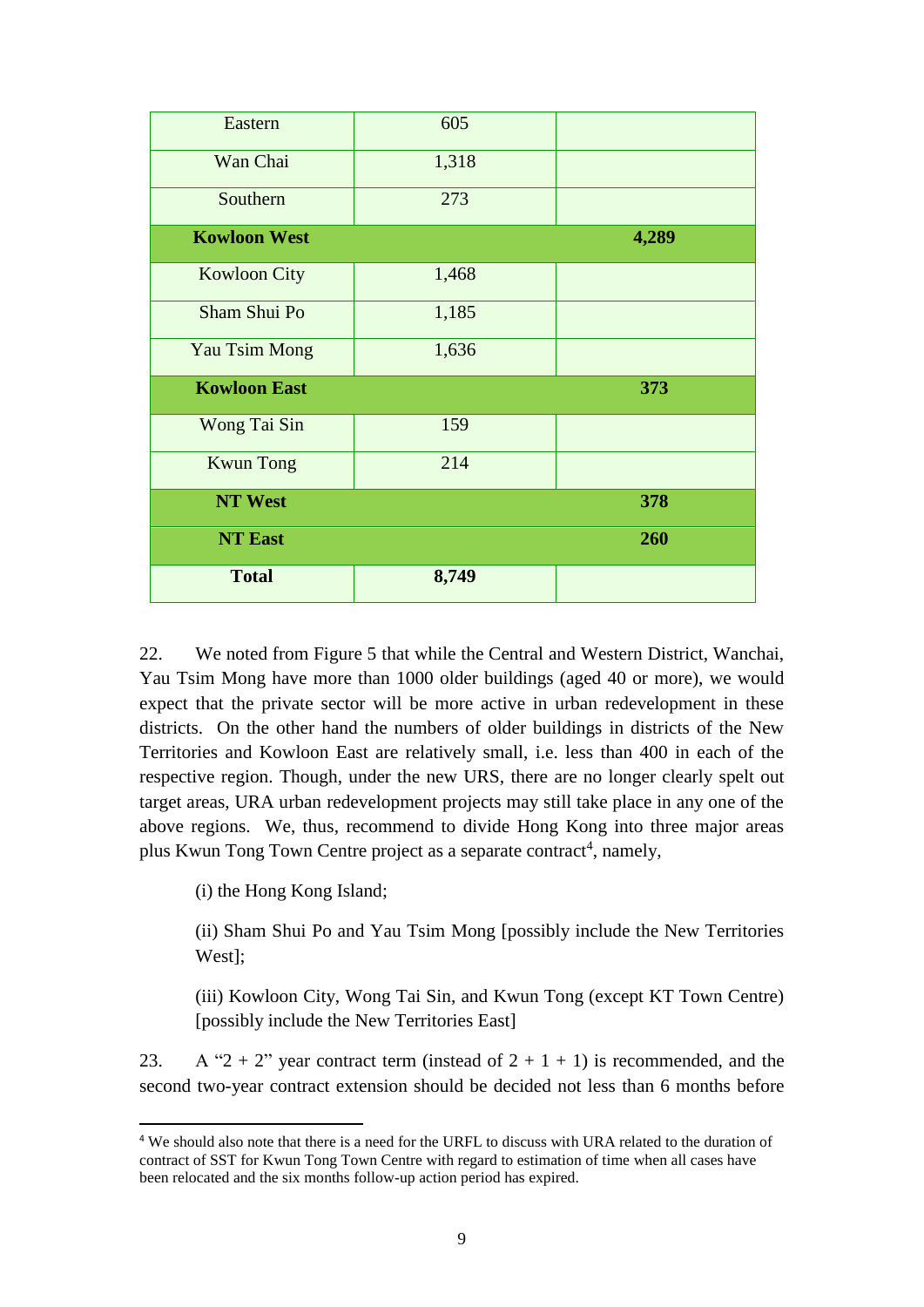| Eastern | 605 | |
|---|---|---|
| Wan Chai | 1,318 | |
| Southern | 273 | |
| **Kowloon West** | | **4,289** |
| Kowloon City | 1,468 | |
| Sham Shui Po | 1,185 | |
| Yau Tsim Mong | 1,636 | |
| **Kowloon East** | | **373** |
| Wong Tai Sin | 159 | |
| Kwun Tong | 214 | |
| **NT West** | | **378** |
| **NT East** | | **260** |
| **Total** | **8,749** | |

22. We noted from Figure 5 that while the Central and Western District, Wanchai, Yau Tsim Mong have more than 1000 older buildings (aged 40 or more), we would expect that the private sector will be more active in urban redevelopment in these districts. On the other hand the numbers of older buildings in districts of the New Territories and Kowloon East are relatively small, i.e. less than 400 in each of the respective region. Though, under the new URS, there are no longer clearly spelt out target areas, URA urban redevelopment projects may still take place in any one of the above regions. We, thus, recommend to divide Hong Kong into three major areas plus Kwun Tong Town Centre project as a separate contract[4], namely,

(i) the Hong Kong Island;

(ii) Sham Shui Po and Yau Tsim Mong [possibly include the New Territories West];

(iii) Kowloon City, Wong Tai Sin, and Kwun Tong (except KT Town Centre) [possibly include the New Territories East]

23. A "2 + 2" year contract term (instead of 2 + 1 + 1) is recommended, and the second two-year contract extension should be decided not less than 6 months before

[4] We should also note that there is a need for the URFL to discuss with URA related to the duration of contract of SST for Kwun Tong Town Centre with regard to estimation of time when all cases have been relocated and the six months follow-up action period has expired.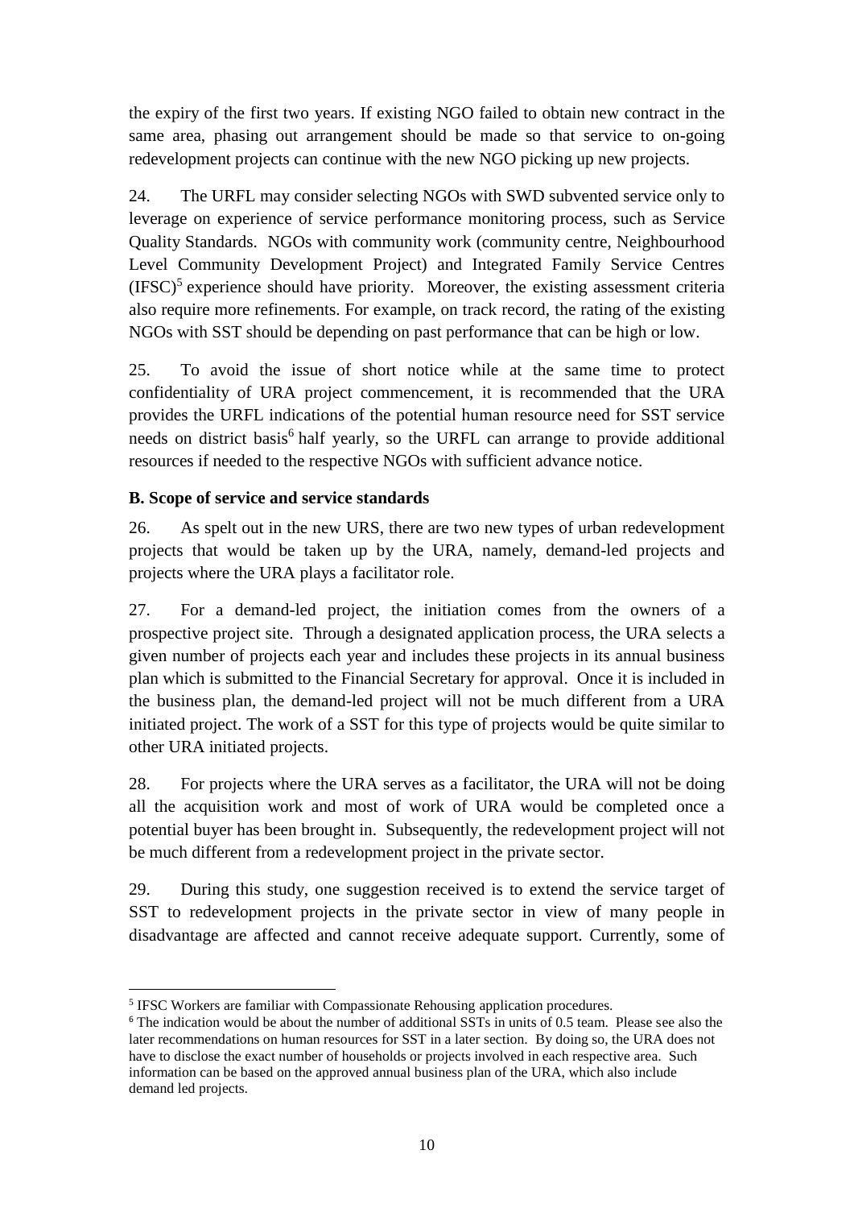the expiry of the first two years. If existing NGO failed to obtain new contract in the same area, phasing out arrangement should be made so that service to on-going redevelopment projects can continue with the new NGO picking up new projects.

24. The URFL may consider selecting NGOs with SWD subvented service only to leverage on experience of service performance monitoring process, such as Service Quality Standards. NGOs with community work (community centre, Neighbourhood Level Community Development Project) and Integrated Family Service Centres (IFSC)[5] experience should have priority. Moreover, the existing assessment criteria also require more refinements. For example, on track record, the rating of the existing NGOs with SST should be depending on past performance that can be high or low.

25. To avoid the issue of short notice while at the same time to protect confidentiality of URA project commencement, it is recommended that the URA provides the URFL indications of the potential human resource need for SST service needs on district basis[6] half yearly, so the URFL can arrange to provide additional resources if needed to the respective NGOs with sufficient advance notice.

**B. Scope of service and service standards**

26. As spelt out in the new URS, there are two new types of urban redevelopment projects that would be taken up by the URA, namely, demand-led projects and projects where the URA plays a facilitator role.

27. For a demand-led project, the initiation comes from the owners of a prospective project site. Through a designated application process, the URA selects a given number of projects each year and includes these projects in its annual business plan which is submitted to the Financial Secretary for approval. Once it is included in the business plan, the demand-led project will not be much different from a URA initiated project. The work of a SST for this type of projects would be quite similar to other URA initiated projects.

28. For projects where the URA serves as a facilitator, the URA will not be doing all the acquisition work and most of work of URA would be completed once a potential buyer has been brought in. Subsequently, the redevelopment project will not be much different from a redevelopment project in the private sector.

29. During this study, one suggestion received is to extend the service target of SST to redevelopment projects in the private sector in view of many people in disadvantage are affected and cannot receive adequate support. Currently, some of

---

[5] IFSC Workers are familiar with Compassionate Rehousing application procedures.

[6] The indication would be about the number of additional SSTs in units of 0.5 team. Please see also the later recommendations on human resources for SST in a later section. By doing so, the URA does not have to disclose the exact number of households or projects involved in each respective area. Such information can be based on the approved annual business plan of the URA, which also include demand led projects.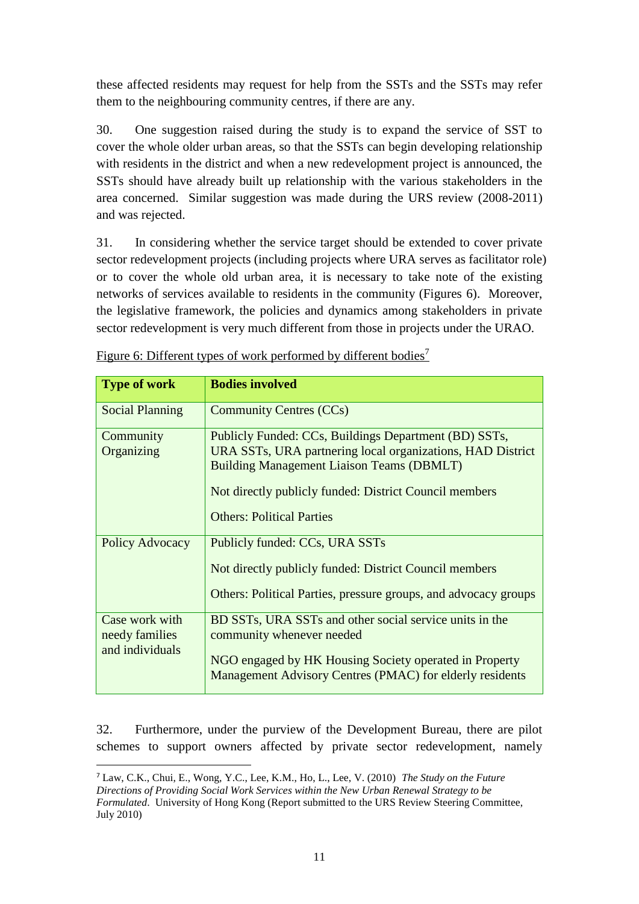these affected residents may request for help from the SSTs and the SSTs may refer them to the neighbouring community centres, if there are any.

30. One suggestion raised during the study is to expand the service of SST to cover the whole older urban areas, so that the SSTs can begin developing relationship with residents in the district and when a new redevelopment project is announced, the SSTs should have already built up relationship with the various stakeholders in the area concerned. Similar suggestion was made during the URS review (2008-2011) and was rejected.

31. In considering whether the service target should be extended to cover private sector redevelopment projects (including projects where URA serves as facilitator role) or to cover the whole old urban area, it is necessary to take note of the existing networks of services available to residents in the community (Figures 6). Moreover, the legislative framework, the policies and dynamics among stakeholders in private sector redevelopment is very much different from those in projects under the URAO.

Figure 6: Different types of work performed by different bodies[7]

| Type of work | Bodies involved |
|---|---|
| Social Planning | Community Centres (CCs) |
| Community Organizing | Publicly Funded: CCs, Buildings Department (BD) SSTs, URA SSTs, URA partnering local organizations, HAD District Building Management Liaison Teams (DBMLT)<br><br>Not directly publicly funded: District Council members<br><br>Others: Political Parties |
| Policy Advocacy | Publicly funded: CCs, URA SSTs<br><br>Not directly publicly funded: District Council members<br><br>Others: Political Parties, pressure groups, and advocacy groups |
| Case work with needy families and individuals | BD SSTs, URA SSTs and other social service units in the community whenever needed<br><br>NGO engaged by HK Housing Society operated in Property Management Advisory Centres (PMAC) for elderly residents |

32. Furthermore, under the purview of the Development Bureau, there are pilot schemes to support owners affected by private sector redevelopment, namely

[7] Law, C.K., Chui, E., Wong, Y.C., Lee, K.M., Ho, L., Lee, V. (2010) *The Study on the Future Directions of Providing Social Work Services within the New Urban Renewal Strategy to be Formulated*. University of Hong Kong (Report submitted to the URS Review Steering Committee, July 2010)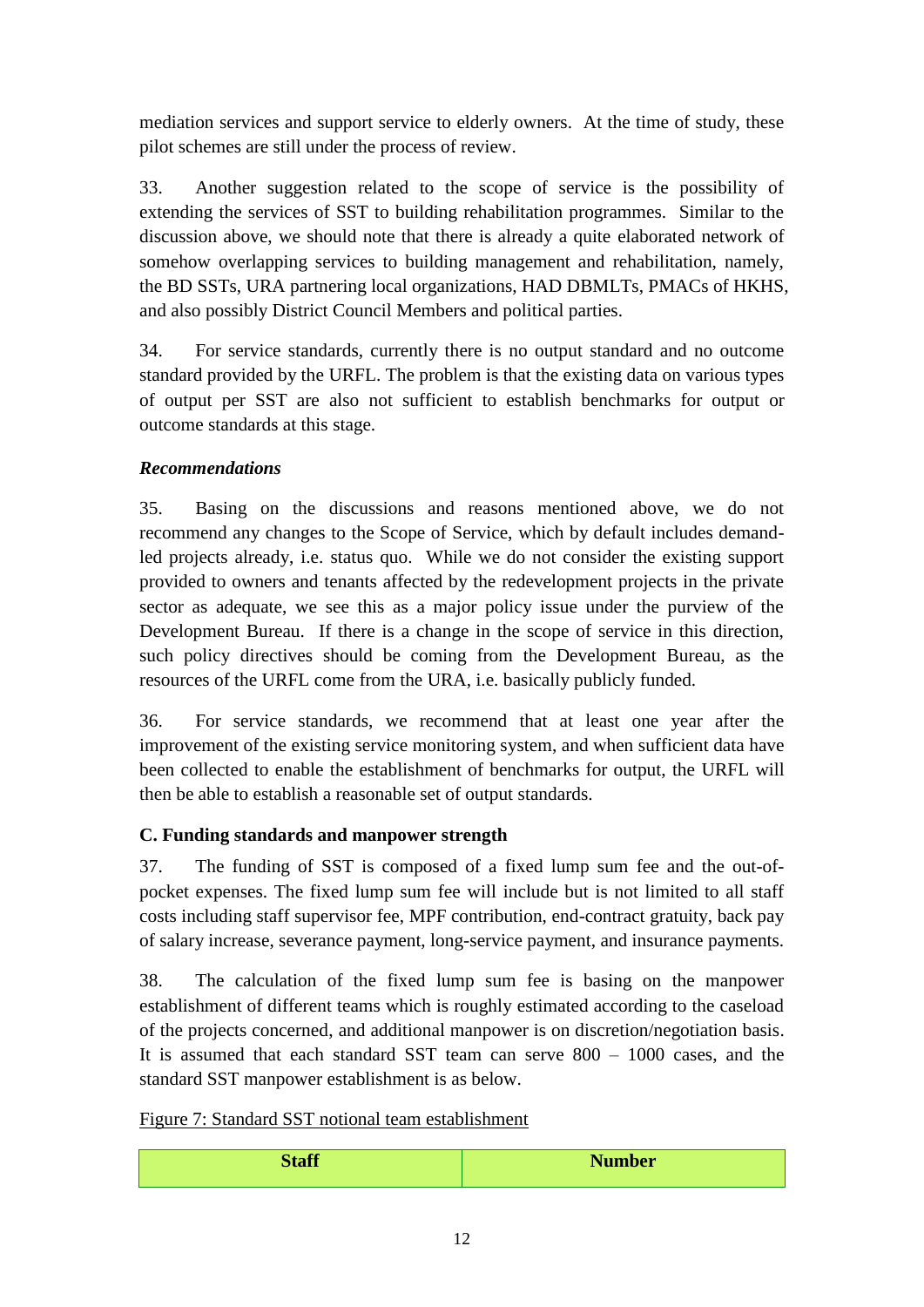mediation services and support service to elderly owners. At the time of study, these pilot schemes are still under the process of review.

33. Another suggestion related to the scope of service is the possibility of extending the services of SST to building rehabilitation programmes. Similar to the discussion above, we should note that there is already a quite elaborated network of somehow overlapping services to building management and rehabilitation, namely, the BD SSTs, URA partnering local organizations, HAD DBMLTs, PMACs of HKHS, and also possibly District Council Members and political parties.

34. For service standards, currently there is no output standard and no outcome standard provided by the URFL. The problem is that the existing data on various types of output per SST are also not sufficient to establish benchmarks for output or outcome standards at this stage.

***Recommendations***

35. Basing on the discussions and reasons mentioned above, we do not recommend any changes to the Scope of Service, which by default includes demand-led projects already, i.e. status quo. While we do not consider the existing support provided to owners and tenants affected by the redevelopment projects in the private sector as adequate, we see this as a major policy issue under the purview of the Development Bureau. If there is a change in the scope of service in this direction, such policy directives should be coming from the Development Bureau, as the resources of the URFL come from the URA, i.e. basically publicly funded.

36. For service standards, we recommend that at least one year after the improvement of the existing service monitoring system, and when sufficient data have been collected to enable the establishment of benchmarks for output, the URFL will then be able to establish a reasonable set of output standards.

**C. Funding standards and manpower strength**

37. The funding of SST is composed of a fixed lump sum fee and the out-of-pocket expenses. The fixed lump sum fee will include but is not limited to all staff costs including staff supervisor fee, MPF contribution, end-contract gratuity, back pay of salary increase, severance payment, long-service payment, and insurance payments.

38. The calculation of the fixed lump sum fee is basing on the manpower establishment of different teams which is roughly estimated according to the caseload of the projects concerned, and additional manpower is on discretion/negotiation basis. It is assumed that each standard SST team can serve 800 – 1000 cases, and the standard SST manpower establishment is as below.

Figure 7: Standard SST notional team establishment

| Staff | Number |
| --- | --- |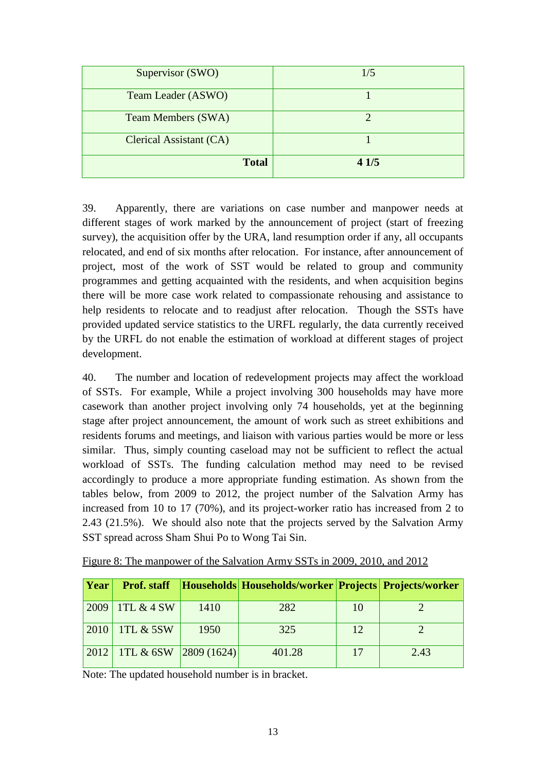| Supervisor (SWO) | 1/5 |
|---|---|
| Team Leader (ASWO) | 1 |
| Team Members (SWA) | 2 |
| Clerical Assistant (CA) | 1 |
| **Total** | **4 1/5** |

39. Apparently, there are variations on case number and manpower needs at different stages of work marked by the announcement of project (start of freezing survey), the acquisition offer by the URA, land resumption order if any, all occupants relocated, and end of six months after relocation. For instance, after announcement of project, most of the work of SST would be related to group and community programmes and getting acquainted with the residents, and when acquisition begins there will be more case work related to compassionate rehousing and assistance to help residents to relocate and to readjust after relocation. Though the SSTs have provided updated service statistics to the URFL regularly, the data currently received by the URFL do not enable the estimation of workload at different stages of project development.

40. The number and location of redevelopment projects may affect the workload of SSTs. For example, While a project involving 300 households may have more casework than another project involving only 74 households, yet at the beginning stage after project announcement, the amount of work such as street exhibitions and residents forums and meetings, and liaison with various parties would be more or less similar. Thus, simply counting caseload may not be sufficient to reflect the actual workload of SSTs. The funding calculation method may need to be revised accordingly to produce a more appropriate funding estimation. As shown from the tables below, from 2009 to 2012, the project number of the Salvation Army has increased from 10 to 17 (70%), and its project-worker ratio has increased from 2 to 2.43 (21.5%). We should also note that the projects served by the Salvation Army SST spread across Sham Shui Po to Wong Tai Sin.

Figure 8: The manpower of the Salvation Army SSTs in 2009, 2010, and 2012

| Year | Prof. staff | Households | Households/worker | Projects | Projects/worker |
|---|---|---|---|---|---|
| 2009 | 1TL & 4 SW | 1410 | 282 | 10 | 2 |
| 2010 | 1TL & 5SW | 1950 | 325 | 12 | 2 |
| 2012 | 1TL & 6SW | 2809 (1624) | 401.28 | 17 | 2.43 |

Note: The updated household number is in bracket.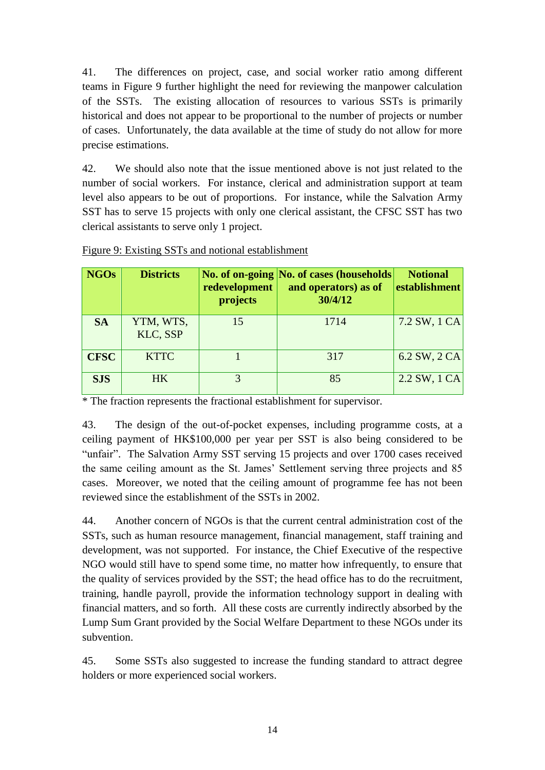41. The differences on project, case, and social worker ratio among different teams in Figure 9 further highlight the need for reviewing the manpower calculation of the SSTs. The existing allocation of resources to various SSTs is primarily historical and does not appear to be proportional to the number of projects or number of cases. Unfortunately, the data available at the time of study do not allow for more precise estimations.

42. We should also note that the issue mentioned above is not just related to the number of social workers. For instance, clerical and administration support at team level also appears to be out of proportions. For instance, while the Salvation Army SST has to serve 15 projects with only one clerical assistant, the CFSC SST has two clerical assistants to serve only 1 project.

Figure 9: Existing SSTs and notional establishment

| NGOs | Districts | No. of on-going redevelopment projects | No. of cases (households and operators) as of 30/4/12 | Notional establishment |
|---|---|---|---|---|
| **SA** | YTM, WTS, KLC, SSP | 15 | 1714 | 7.2 SW, 1 CA |
| **CFSC** | KTTC | 1 | 317 | 6.2 SW, 2 CA |
| **SJS** | HK | 3 | 85 | 2.2 SW, 1 CA |

\* The fraction represents the fractional establishment for supervisor.

43. The design of the out-of-pocket expenses, including programme costs, at a ceiling payment of HK$100,000 per year per SST is also being considered to be "unfair". The Salvation Army SST serving 15 projects and over 1700 cases received the same ceiling amount as the St. James' Settlement serving three projects and 85 cases. Moreover, we noted that the ceiling amount of programme fee has not been reviewed since the establishment of the SSTs in 2002.

44. Another concern of NGOs is that the current central administration cost of the SSTs, such as human resource management, financial management, staff training and development, was not supported. For instance, the Chief Executive of the respective NGO would still have to spend some time, no matter how infrequently, to ensure that the quality of services provided by the SST; the head office has to do the recruitment, training, handle payroll, provide the information technology support in dealing with financial matters, and so forth. All these costs are currently indirectly absorbed by the Lump Sum Grant provided by the Social Welfare Department to these NGOs under its subvention.

45. Some SSTs also suggested to increase the funding standard to attract degree holders or more experienced social workers.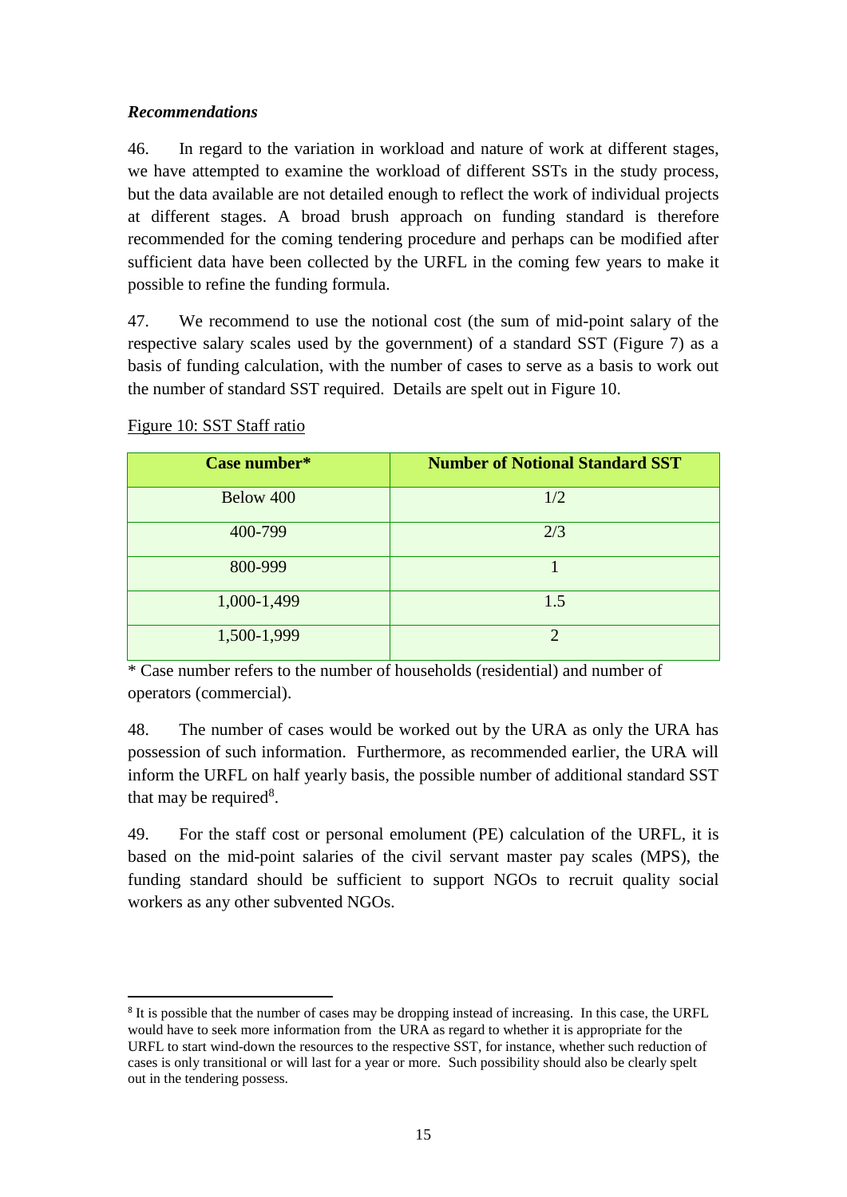***Recommendations***

46. In regard to the variation in workload and nature of work at different stages, we have attempted to examine the workload of different SSTs in the study process, but the data available are not detailed enough to reflect the work of individual projects at different stages. A broad brush approach on funding standard is therefore recommended for the coming tendering procedure and perhaps can be modified after sufficient data have been collected by the URFL in the coming few years to make it possible to refine the funding formula.

47. We recommend to use the notional cost (the sum of mid-point salary of the respective salary scales used by the government) of a standard SST (Figure 7) as a basis of funding calculation, with the number of cases to serve as a basis to work out the number of standard SST required. Details are spelt out in Figure 10.

Figure 10: SST Staff ratio

| Case number* | Number of Notional Standard SST |
|---|---|
| Below 400 | 1/2 |
| 400-799 | 2/3 |
| 800-999 | 1 |
| 1,000-1,499 | 1.5 |
| 1,500-1,999 | 2 |

* Case number refers to the number of households (residential) and number of operators (commercial).

48. The number of cases would be worked out by the URA as only the URA has possession of such information. Furthermore, as recommended earlier, the URA will inform the URFL on half yearly basis, the possible number of additional standard SST that may be required[8].

49. For the staff cost or personal emolument (PE) calculation of the URFL, it is based on the mid-point salaries of the civil servant master pay scales (MPS), the funding standard should be sufficient to support NGOs to recruit quality social workers as any other subvented NGOs.

[8] It is possible that the number of cases may be dropping instead of increasing. In this case, the URFL would have to seek more information from the URA as regard to whether it is appropriate for the URFL to start wind-down the resources to the respective SST, for instance, whether such reduction of cases is only transitional or will last for a year or more. Such possibility should also be clearly spelt out in the tendering possess.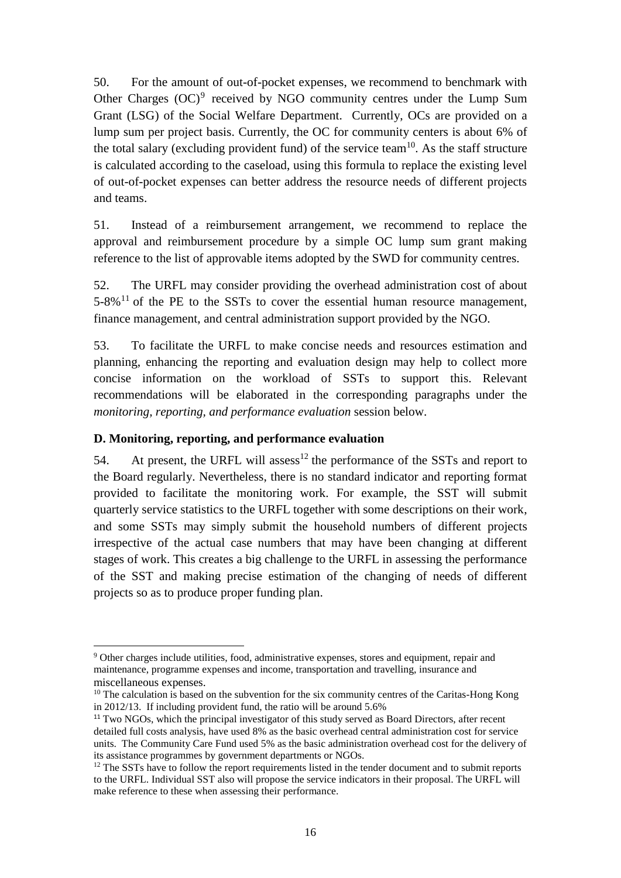50. For the amount of out-of-pocket expenses, we recommend to benchmark with Other Charges (OC)[9] received by NGO community centres under the Lump Sum Grant (LSG) of the Social Welfare Department. Currently, OCs are provided on a lump sum per project basis. Currently, the OC for community centers is about 6% of the total salary (excluding provident fund) of the service team[10]. As the staff structure is calculated according to the caseload, using this formula to replace the existing level of out-of-pocket expenses can better address the resource needs of different projects and teams.

51. Instead of a reimbursement arrangement, we recommend to replace the approval and reimbursement procedure by a simple OC lump sum grant making reference to the list of approvable items adopted by the SWD for community centres.

52. The URFL may consider providing the overhead administration cost of about 5-8%[11] of the PE to the SSTs to cover the essential human resource management, finance management, and central administration support provided by the NGO.

53. To facilitate the URFL to make concise needs and resources estimation and planning, enhancing the reporting and evaluation design may help to collect more concise information on the workload of SSTs to support this. Relevant recommendations will be elaborated in the corresponding paragraphs under the *monitoring, reporting, and performance evaluation* session below.

**D. Monitoring, reporting, and performance evaluation**

54. At present, the URFL will assess[12] the performance of the SSTs and report to the Board regularly. Nevertheless, there is no standard indicator and reporting format provided to facilitate the monitoring work. For example, the SST will submit quarterly service statistics to the URFL together with some descriptions on their work, and some SSTs may simply submit the household numbers of different projects irrespective of the actual case numbers that may have been changing at different stages of work. This creates a big challenge to the URFL in assessing the performance of the SST and making precise estimation of the changing of needs of different projects so as to produce proper funding plan.

---

[9] Other charges include utilities, food, administrative expenses, stores and equipment, repair and maintenance, programme expenses and income, transportation and travelling, insurance and miscellaneous expenses.

[10] The calculation is based on the subvention for the six community centres of the Caritas-Hong Kong in 2012/13. If including provident fund, the ratio will be around 5.6%

[11] Two NGOs, which the principal investigator of this study served as Board Directors, after recent detailed full costs analysis, have used 8% as the basic overhead central administration cost for service units. The Community Care Fund used 5% as the basic administration overhead cost for the delivery of its assistance programmes by government departments or NGOs.

[12] The SSTs have to follow the report requirements listed in the tender document and to submit reports to the URFL. Individual SST also will propose the service indicators in their proposal. The URFL will make reference to these when assessing their performance.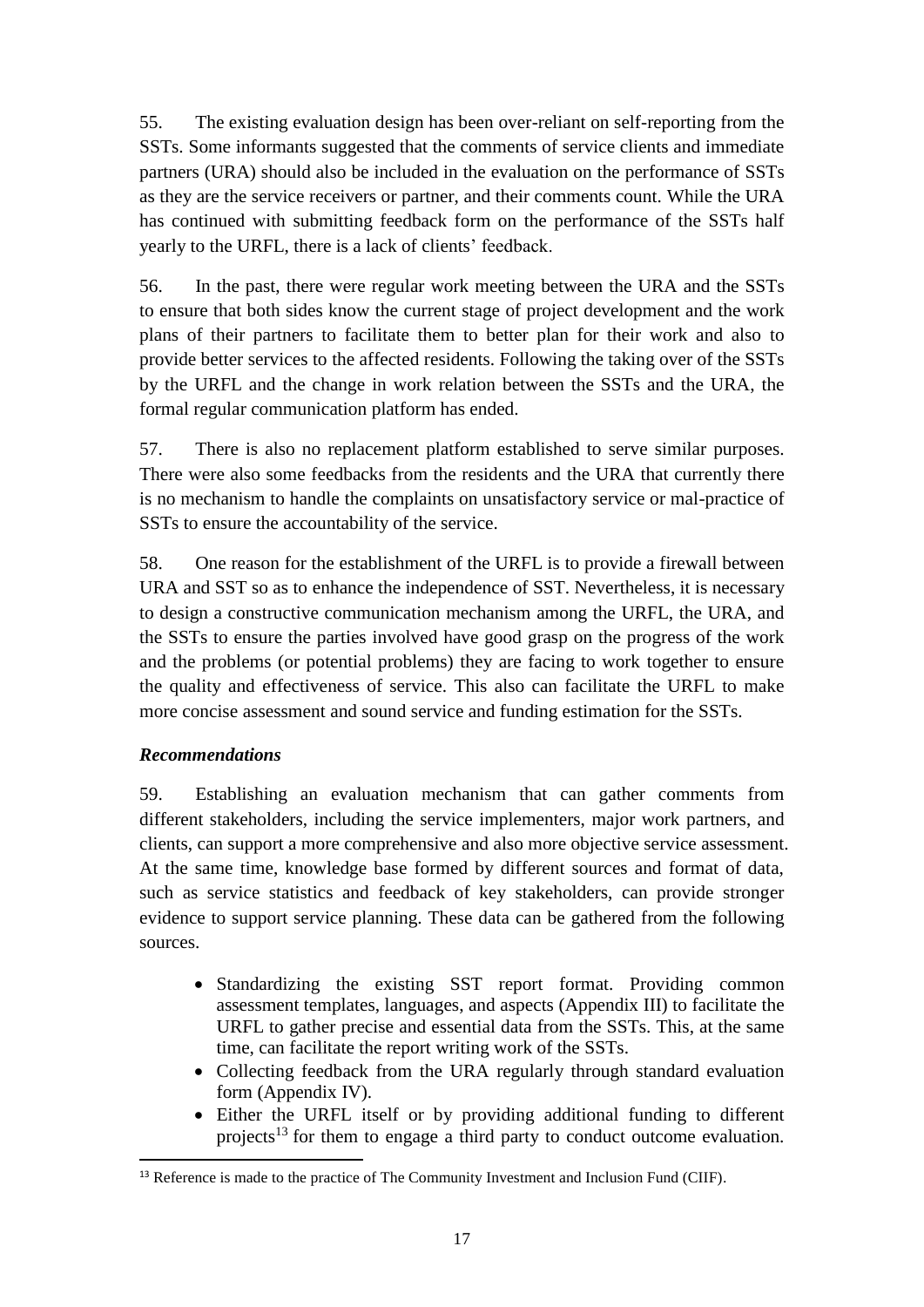55. The existing evaluation design has been over-reliant on self-reporting from the SSTs. Some informants suggested that the comments of service clients and immediate partners (URA) should also be included in the evaluation on the performance of SSTs as they are the service receivers or partner, and their comments count. While the URA has continued with submitting feedback form on the performance of the SSTs half yearly to the URFL, there is a lack of clients' feedback.

56. In the past, there were regular work meeting between the URA and the SSTs to ensure that both sides know the current stage of project development and the work plans of their partners to facilitate them to better plan for their work and also to provide better services to the affected residents. Following the taking over of the SSTs by the URFL and the change in work relation between the SSTs and the URA, the formal regular communication platform has ended.

57. There is also no replacement platform established to serve similar purposes. There were also some feedbacks from the residents and the URA that currently there is no mechanism to handle the complaints on unsatisfactory service or mal-practice of SSTs to ensure the accountability of the service.

58. One reason for the establishment of the URFL is to provide a firewall between URA and SST so as to enhance the independence of SST. Nevertheless, it is necessary to design a constructive communication mechanism among the URFL, the URA, and the SSTs to ensure the parties involved have good grasp on the progress of the work and the problems (or potential problems) they are facing to work together to ensure the quality and effectiveness of service. This also can facilitate the URFL to make more concise assessment and sound service and funding estimation for the SSTs.

***Recommendations***

59. Establishing an evaluation mechanism that can gather comments from different stakeholders, including the service implementers, major work partners, and clients, can support a more comprehensive and also more objective service assessment. At the same time, knowledge base formed by different sources and format of data, such as service statistics and feedback of key stakeholders, can provide stronger evidence to support service planning. These data can be gathered from the following sources.

- Standardizing the existing SST report format. Providing common assessment templates, languages, and aspects (Appendix III) to facilitate the URFL to gather precise and essential data from the SSTs. This, at the same time, can facilitate the report writing work of the SSTs.
- Collecting feedback from the URA regularly through standard evaluation form (Appendix IV).
- Either the URFL itself or by providing additional funding to different projects[13] for them to engage a third party to conduct outcome evaluation.

[13] Reference is made to the practice of The Community Investment and Inclusion Fund (CIIF).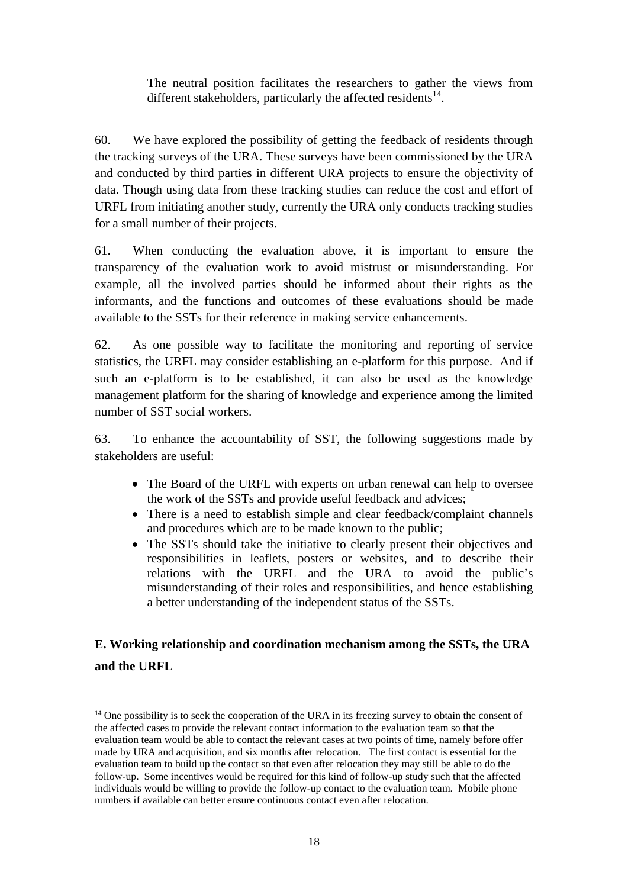The neutral position facilitates the researchers to gather the views from different stakeholders, particularly the affected residents[14].

60. We have explored the possibility of getting the feedback of residents through the tracking surveys of the URA. These surveys have been commissioned by the URA and conducted by third parties in different URA projects to ensure the objectivity of data. Though using data from these tracking studies can reduce the cost and effort of URFL from initiating another study, currently the URA only conducts tracking studies for a small number of their projects.

61. When conducting the evaluation above, it is important to ensure the transparency of the evaluation work to avoid mistrust or misunderstanding. For example, all the involved parties should be informed about their rights as the informants, and the functions and outcomes of these evaluations should be made available to the SSTs for their reference in making service enhancements.

62. As one possible way to facilitate the monitoring and reporting of service statistics, the URFL may consider establishing an e-platform for this purpose. And if such an e-platform is to be established, it can also be used as the knowledge management platform for the sharing of knowledge and experience among the limited number of SST social workers.

63. To enhance the accountability of SST, the following suggestions made by stakeholders are useful:

- The Board of the URFL with experts on urban renewal can help to oversee the work of the SSTs and provide useful feedback and advices;
- There is a need to establish simple and clear feedback/complaint channels and procedures which are to be made known to the public;
- The SSTs should take the initiative to clearly present their objectives and responsibilities in leaflets, posters or websites, and to describe their relations with the URFL and the URA to avoid the public's misunderstanding of their roles and responsibilities, and hence establishing a better understanding of the independent status of the SSTs.

## E. Working relationship and coordination mechanism among the SSTs, the URA and the URFL

[14] One possibility is to seek the cooperation of the URA in its freezing survey to obtain the consent of the affected cases to provide the relevant contact information to the evaluation team so that the evaluation team would be able to contact the relevant cases at two points of time, namely before offer made by URA and acquisition, and six months after relocation. The first contact is essential for the evaluation team to build up the contact so that even after relocation they may still be able to do the follow-up. Some incentives would be required for this kind of follow-up study such that the affected individuals would be willing to provide the follow-up contact to the evaluation team. Mobile phone numbers if available can better ensure continuous contact even after relocation.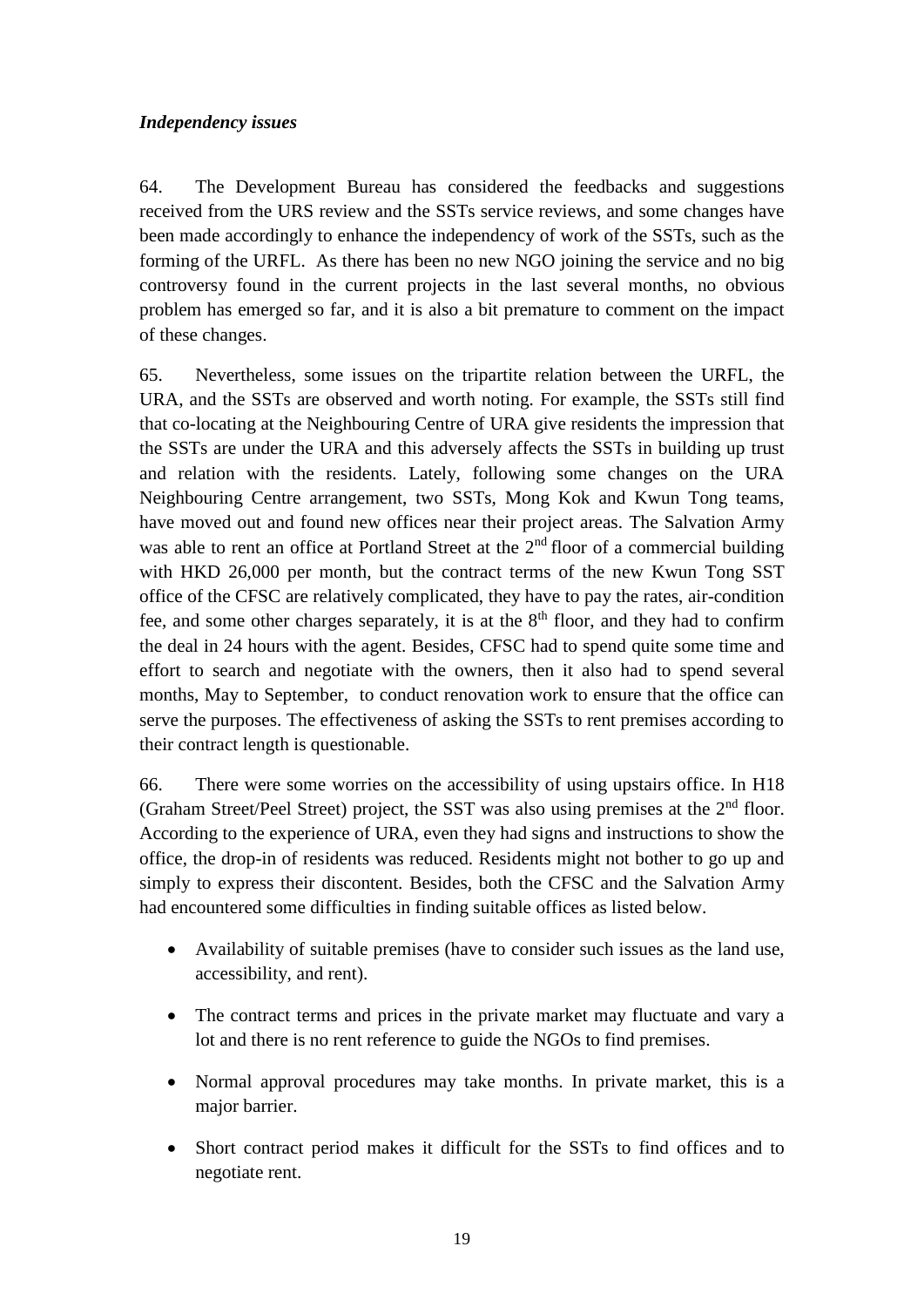*Independency issues*

64. The Development Bureau has considered the feedbacks and suggestions received from the URS review and the SSTs service reviews, and some changes have been made accordingly to enhance the independency of work of the SSTs, such as the forming of the URFL. As there has been no new NGO joining the service and no big controversy found in the current projects in the last several months, no obvious problem has emerged so far, and it is also a bit premature to comment on the impact of these changes.

65. Nevertheless, some issues on the tripartite relation between the URFL, the URA, and the SSTs are observed and worth noting. For example, the SSTs still find that co-locating at the Neighbouring Centre of URA give residents the impression that the SSTs are under the URA and this adversely affects the SSTs in building up trust and relation with the residents. Lately, following some changes on the URA Neighbouring Centre arrangement, two SSTs, Mong Kok and Kwun Tong teams, have moved out and found new offices near their project areas. The Salvation Army was able to rent an office at Portland Street at the 2nd floor of a commercial building with HKD 26,000 per month, but the contract terms of the new Kwun Tong SST office of the CFSC are relatively complicated, they have to pay the rates, air-condition fee, and some other charges separately, it is at the 8th floor, and they had to confirm the deal in 24 hours with the agent. Besides, CFSC had to spend quite some time and effort to search and negotiate with the owners, then it also had to spend several months, May to September, to conduct renovation work to ensure that the office can serve the purposes. The effectiveness of asking the SSTs to rent premises according to their contract length is questionable.

66. There were some worries on the accessibility of using upstairs office. In H18 (Graham Street/Peel Street) project, the SST was also using premises at the 2nd floor. According to the experience of URA, even they had signs and instructions to show the office, the drop-in of residents was reduced. Residents might not bother to go up and simply to express their discontent. Besides, both the CFSC and the Salvation Army had encountered some difficulties in finding suitable offices as listed below.

- Availability of suitable premises (have to consider such issues as the land use, accessibility, and rent).
- The contract terms and prices in the private market may fluctuate and vary a lot and there is no rent reference to guide the NGOs to find premises.
- Normal approval procedures may take months. In private market, this is a major barrier.
- Short contract period makes it difficult for the SSTs to find offices and to negotiate rent.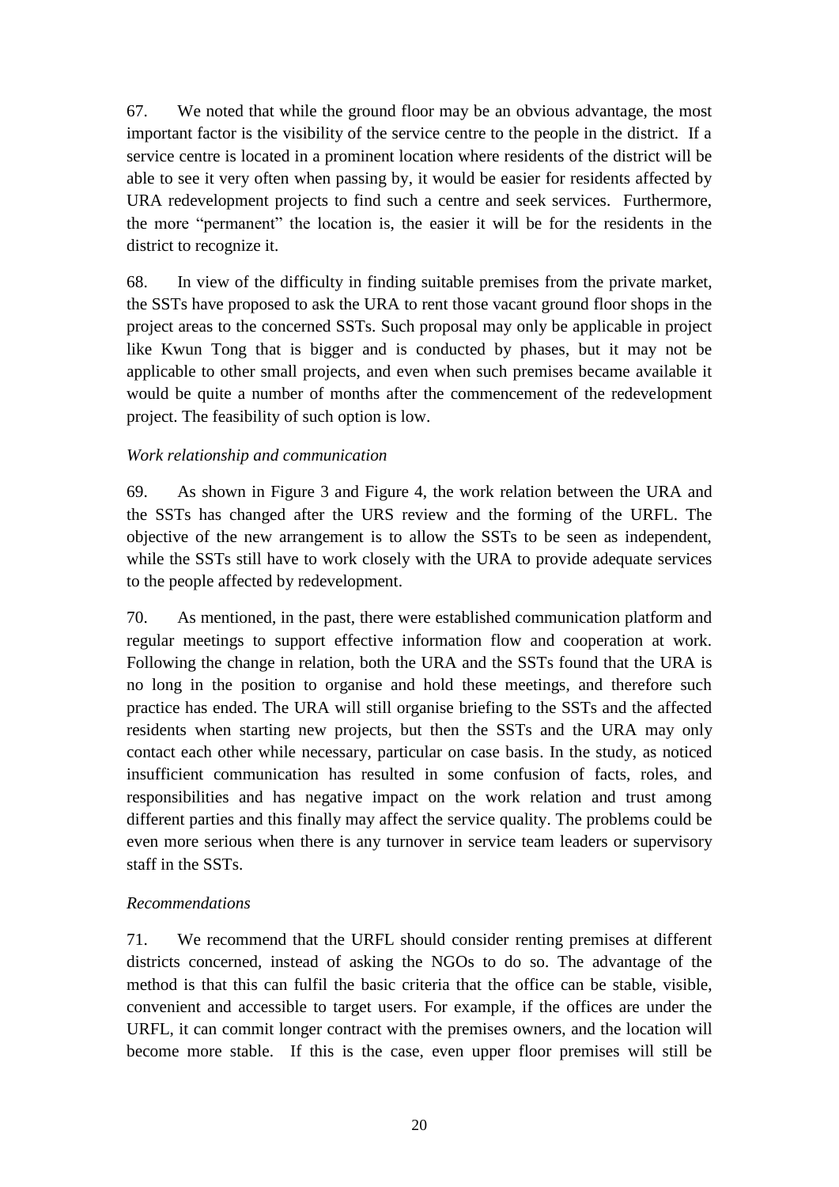67. We noted that while the ground floor may be an obvious advantage, the most important factor is the visibility of the service centre to the people in the district. If a service centre is located in a prominent location where residents of the district will be able to see it very often when passing by, it would be easier for residents affected by URA redevelopment projects to find such a centre and seek services. Furthermore, the more "permanent" the location is, the easier it will be for the residents in the district to recognize it.

68. In view of the difficulty in finding suitable premises from the private market, the SSTs have proposed to ask the URA to rent those vacant ground floor shops in the project areas to the concerned SSTs. Such proposal may only be applicable in project like Kwun Tong that is bigger and is conducted by phases, but it may not be applicable to other small projects, and even when such premises became available it would be quite a number of months after the commencement of the redevelopment project. The feasibility of such option is low.

*Work relationship and communication*

69. As shown in Figure 3 and Figure 4, the work relation between the URA and the SSTs has changed after the URS review and the forming of the URFL. The objective of the new arrangement is to allow the SSTs to be seen as independent, while the SSTs still have to work closely with the URA to provide adequate services to the people affected by redevelopment.

70. As mentioned, in the past, there were established communication platform and regular meetings to support effective information flow and cooperation at work. Following the change in relation, both the URA and the SSTs found that the URA is no long in the position to organise and hold these meetings, and therefore such practice has ended. The URA will still organise briefing to the SSTs and the affected residents when starting new projects, but then the SSTs and the URA may only contact each other while necessary, particular on case basis. In the study, as noticed insufficient communication has resulted in some confusion of facts, roles, and responsibilities and has negative impact on the work relation and trust among different parties and this finally may affect the service quality. The problems could be even more serious when there is any turnover in service team leaders or supervisory staff in the SSTs.

*Recommendations*

71. We recommend that the URFL should consider renting premises at different districts concerned, instead of asking the NGOs to do so. The advantage of the method is that this can fulfil the basic criteria that the office can be stable, visible, convenient and accessible to target users. For example, if the offices are under the URFL, it can commit longer contract with the premises owners, and the location will become more stable. If this is the case, even upper floor premises will still be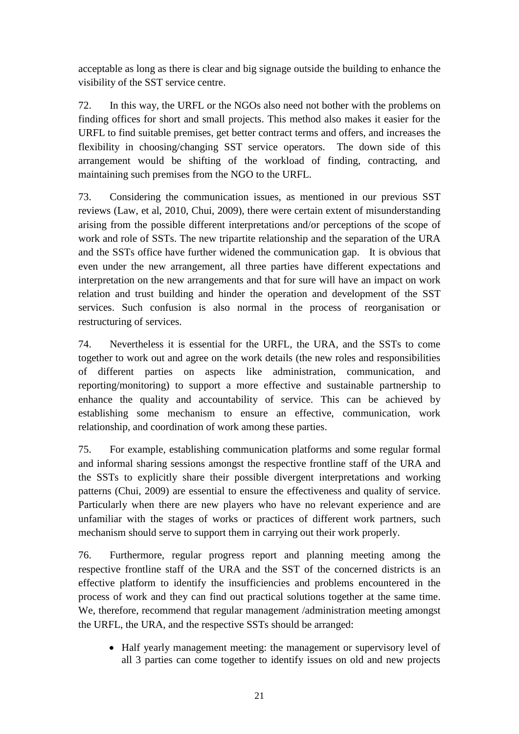acceptable as long as there is clear and big signage outside the building to enhance the visibility of the SST service centre.

72. In this way, the URFL or the NGOs also need not bother with the problems on finding offices for short and small projects. This method also makes it easier for the URFL to find suitable premises, get better contract terms and offers, and increases the flexibility in choosing/changing SST service operators. The down side of this arrangement would be shifting of the workload of finding, contracting, and maintaining such premises from the NGO to the URFL.

73. Considering the communication issues, as mentioned in our previous SST reviews (Law, et al, 2010, Chui, 2009), there were certain extent of misunderstanding arising from the possible different interpretations and/or perceptions of the scope of work and role of SSTs. The new tripartite relationship and the separation of the URA and the SSTs office have further widened the communication gap. It is obvious that even under the new arrangement, all three parties have different expectations and interpretation on the new arrangements and that for sure will have an impact on work relation and trust building and hinder the operation and development of the SST services. Such confusion is also normal in the process of reorganisation or restructuring of services.

74. Nevertheless it is essential for the URFL, the URA, and the SSTs to come together to work out and agree on the work details (the new roles and responsibilities of different parties on aspects like administration, communication, and reporting/monitoring) to support a more effective and sustainable partnership to enhance the quality and accountability of service. This can be achieved by establishing some mechanism to ensure an effective, communication, work relationship, and coordination of work among these parties.

75. For example, establishing communication platforms and some regular formal and informal sharing sessions amongst the respective frontline staff of the URA and the SSTs to explicitly share their possible divergent interpretations and working patterns (Chui, 2009) are essential to ensure the effectiveness and quality of service. Particularly when there are new players who have no relevant experience and are unfamiliar with the stages of works or practices of different work partners, such mechanism should serve to support them in carrying out their work properly.

76. Furthermore, regular progress report and planning meeting among the respective frontline staff of the URA and the SST of the concerned districts is an effective platform to identify the insufficiencies and problems encountered in the process of work and they can find out practical solutions together at the same time. We, therefore, recommend that regular management /administration meeting amongst the URFL, the URA, and the respective SSTs should be arranged:

- Half yearly management meeting: the management or supervisory level of all 3 parties can come together to identify issues on old and new projects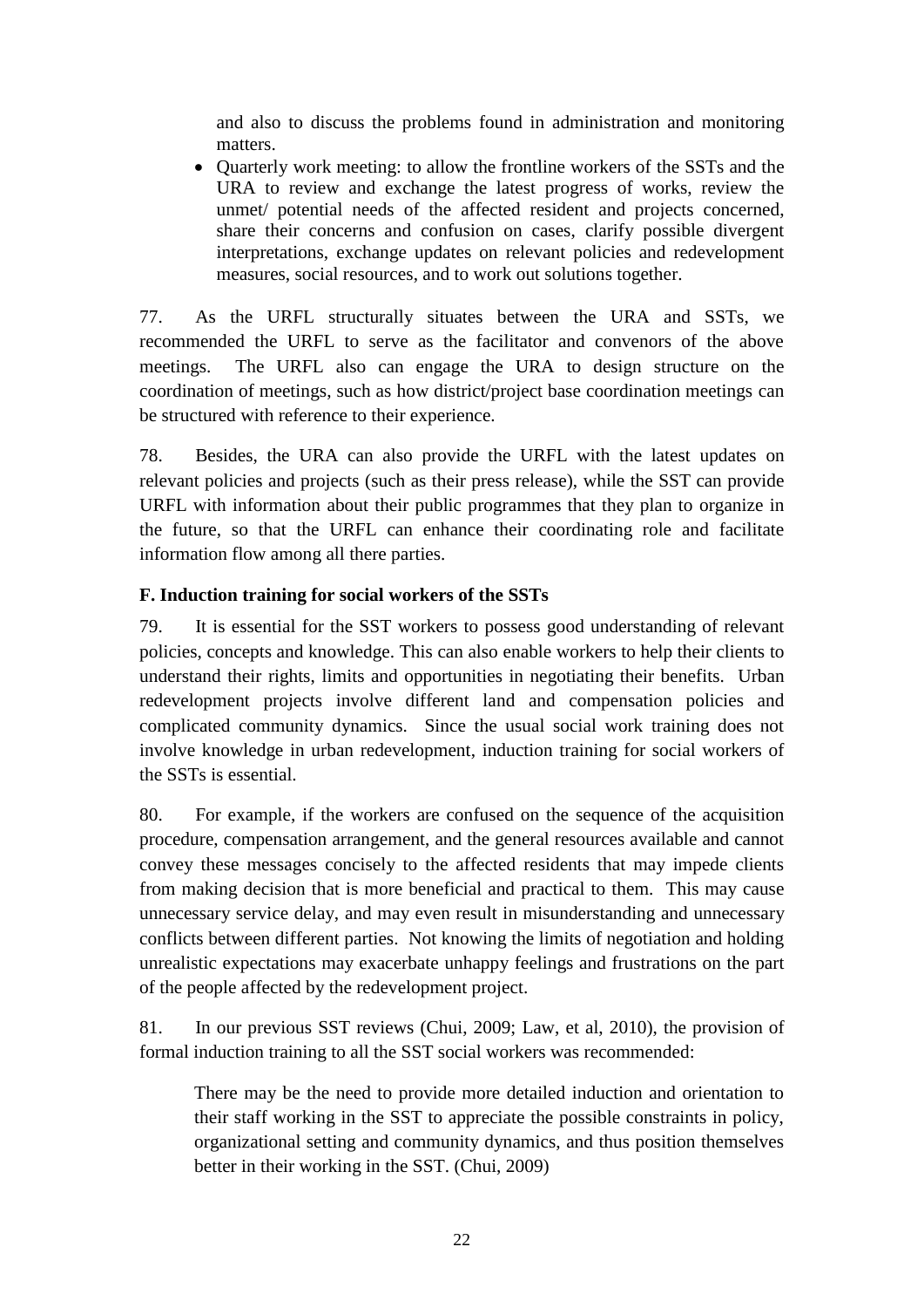and also to discuss the problems found in administration and monitoring matters.

- Quarterly work meeting: to allow the frontline workers of the SSTs and the URA to review and exchange the latest progress of works, review the unmet/ potential needs of the affected resident and projects concerned, share their concerns and confusion on cases, clarify possible divergent interpretations, exchange updates on relevant policies and redevelopment measures, social resources, and to work out solutions together.

77. As the URFL structurally situates between the URA and SSTs, we recommended the URFL to serve as the facilitator and convenors of the above meetings. The URFL also can engage the URA to design structure on the coordination of meetings, such as how district/project base coordination meetings can be structured with reference to their experience.

78. Besides, the URA can also provide the URFL with the latest updates on relevant policies and projects (such as their press release), while the SST can provide URFL with information about their public programmes that they plan to organize in the future, so that the URFL can enhance their coordinating role and facilitate information flow among all there parties.

**F. Induction training for social workers of the SSTs**

79. It is essential for the SST workers to possess good understanding of relevant policies, concepts and knowledge. This can also enable workers to help their clients to understand their rights, limits and opportunities in negotiating their benefits. Urban redevelopment projects involve different land and compensation policies and complicated community dynamics. Since the usual social work training does not involve knowledge in urban redevelopment, induction training for social workers of the SSTs is essential.

80. For example, if the workers are confused on the sequence of the acquisition procedure, compensation arrangement, and the general resources available and cannot convey these messages concisely to the affected residents that may impede clients from making decision that is more beneficial and practical to them. This may cause unnecessary service delay, and may even result in misunderstanding and unnecessary conflicts between different parties. Not knowing the limits of negotiation and holding unrealistic expectations may exacerbate unhappy feelings and frustrations on the part of the people affected by the redevelopment project.

81. In our previous SST reviews (Chui, 2009; Law, et al, 2010), the provision of formal induction training to all the SST social workers was recommended:

> There may be the need to provide more detailed induction and orientation to their staff working in the SST to appreciate the possible constraints in policy, organizational setting and community dynamics, and thus position themselves better in their working in the SST. (Chui, 2009)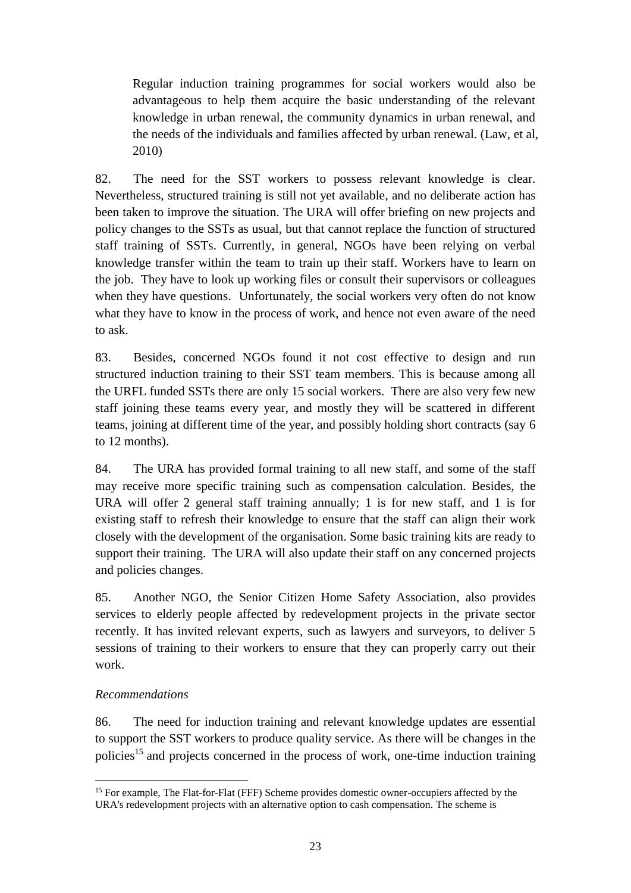> Regular induction training programmes for social workers would also be advantageous to help them acquire the basic understanding of the relevant knowledge in urban renewal, the community dynamics in urban renewal, and the needs of the individuals and families affected by urban renewal. (Law, et al, 2010)

82. The need for the SST workers to possess relevant knowledge is clear. Nevertheless, structured training is still not yet available, and no deliberate action has been taken to improve the situation. The URA will offer briefing on new projects and policy changes to the SSTs as usual, but that cannot replace the function of structured staff training of SSTs. Currently, in general, NGOs have been relying on verbal knowledge transfer within the team to train up their staff. Workers have to learn on the job. They have to look up working files or consult their supervisors or colleagues when they have questions. Unfortunately, the social workers very often do not know what they have to know in the process of work, and hence not even aware of the need to ask.

83. Besides, concerned NGOs found it not cost effective to design and run structured induction training to their SST team members. This is because among all the URFL funded SSTs there are only 15 social workers. There are also very few new staff joining these teams every year, and mostly they will be scattered in different teams, joining at different time of the year, and possibly holding short contracts (say 6 to 12 months).

84. The URA has provided formal training to all new staff, and some of the staff may receive more specific training such as compensation calculation. Besides, the URA will offer 2 general staff training annually; 1 is for new staff, and 1 is for existing staff to refresh their knowledge to ensure that the staff can align their work closely with the development of the organisation. Some basic training kits are ready to support their training. The URA will also update their staff on any concerned projects and policies changes.

85. Another NGO, the Senior Citizen Home Safety Association, also provides services to elderly people affected by redevelopment projects in the private sector recently. It has invited relevant experts, such as lawyers and surveyors, to deliver 5 sessions of training to their workers to ensure that they can properly carry out their work.

*Recommendations*

86. The need for induction training and relevant knowledge updates are essential to support the SST workers to produce quality service. As there will be changes in the policies[15] and projects concerned in the process of work, one-time induction training

[15] For example, The Flat-for-Flat (FFF) Scheme provides domestic owner-occupiers affected by the URA's redevelopment projects with an alternative option to cash compensation. The scheme is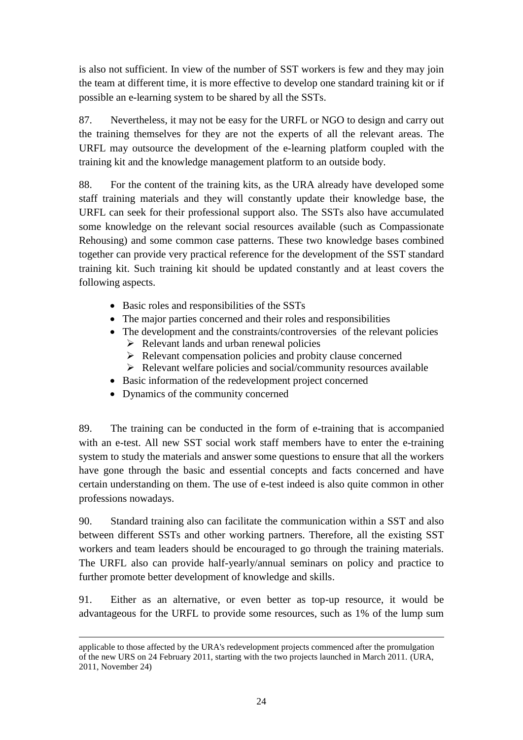is also not sufficient. In view of the number of SST workers is few and they may join the team at different time, it is more effective to develop one standard training kit or if possible an e-learning system to be shared by all the SSTs.

87. Nevertheless, it may not be easy for the URFL or NGO to design and carry out the training themselves for they are not the experts of all the relevant areas. The URFL may outsource the development of the e-learning platform coupled with the training kit and the knowledge management platform to an outside body.

88. For the content of the training kits, as the URA already have developed some staff training materials and they will constantly update their knowledge base, the URFL can seek for their professional support also. The SSTs also have accumulated some knowledge on the relevant social resources available (such as Compassionate Rehousing) and some common case patterns. These two knowledge bases combined together can provide very practical reference for the development of the SST standard training kit. Such training kit should be updated constantly and at least covers the following aspects.

- Basic roles and responsibilities of the SSTs
- The major parties concerned and their roles and responsibilities
- The development and the constraints/controversies of the relevant policies
  - Relevant lands and urban renewal policies
  - Relevant compensation policies and probity clause concerned
  - Relevant welfare policies and social/community resources available
- Basic information of the redevelopment project concerned
- Dynamics of the community concerned

89. The training can be conducted in the form of e-training that is accompanied with an e-test. All new SST social work staff members have to enter the e-training system to study the materials and answer some questions to ensure that all the workers have gone through the basic and essential concepts and facts concerned and have certain understanding on them. The use of e-test indeed is also quite common in other professions nowadays.

90. Standard training also can facilitate the communication within a SST and also between different SSTs and other working partners. Therefore, all the existing SST workers and team leaders should be encouraged to go through the training materials. The URFL also can provide half-yearly/annual seminars on policy and practice to further promote better development of knowledge and skills.

91. Either as an alternative, or even better as top-up resource, it would be advantageous for the URFL to provide some resources, such as 1% of the lump sum

---

applicable to those affected by the URA's redevelopment projects commenced after the promulgation of the new URS on 24 February 2011, starting with the two projects launched in March 2011. (URA, 2011, November 24)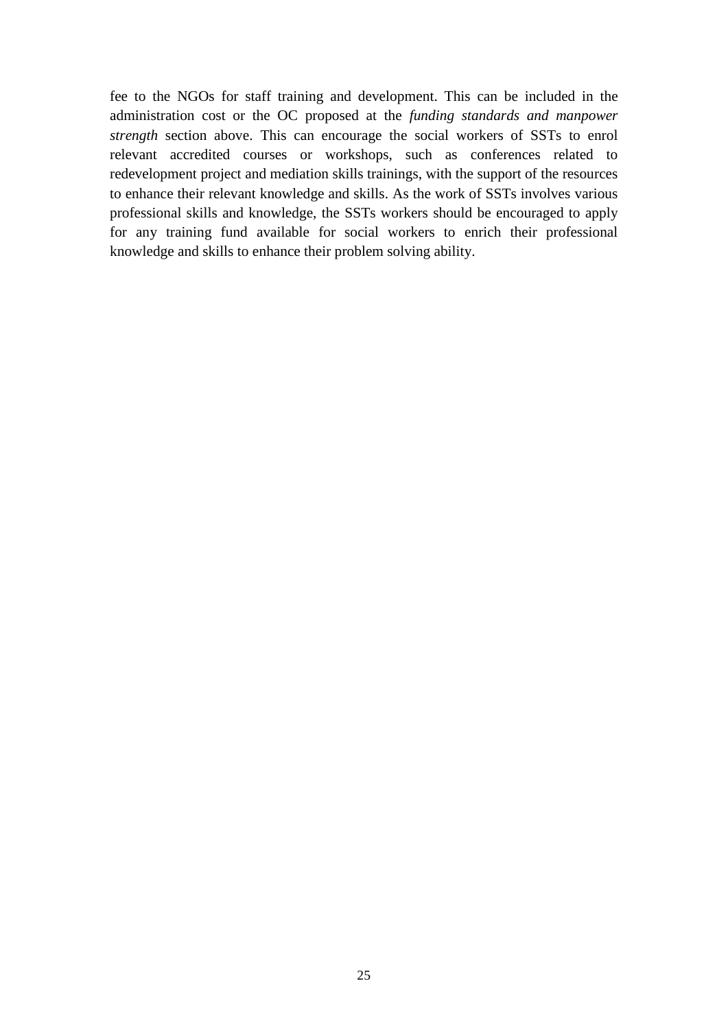fee to the NGOs for staff training and development. This can be included in the administration cost or the OC proposed at the *funding standards and manpower strength* section above. This can encourage the social workers of SSTs to enrol relevant accredited courses or workshops, such as conferences related to redevelopment project and mediation skills trainings, with the support of the resources to enhance their relevant knowledge and skills. As the work of SSTs involves various professional skills and knowledge, the SSTs workers should be encouraged to apply for any training fund available for social workers to enrich their professional knowledge and skills to enhance their problem solving ability.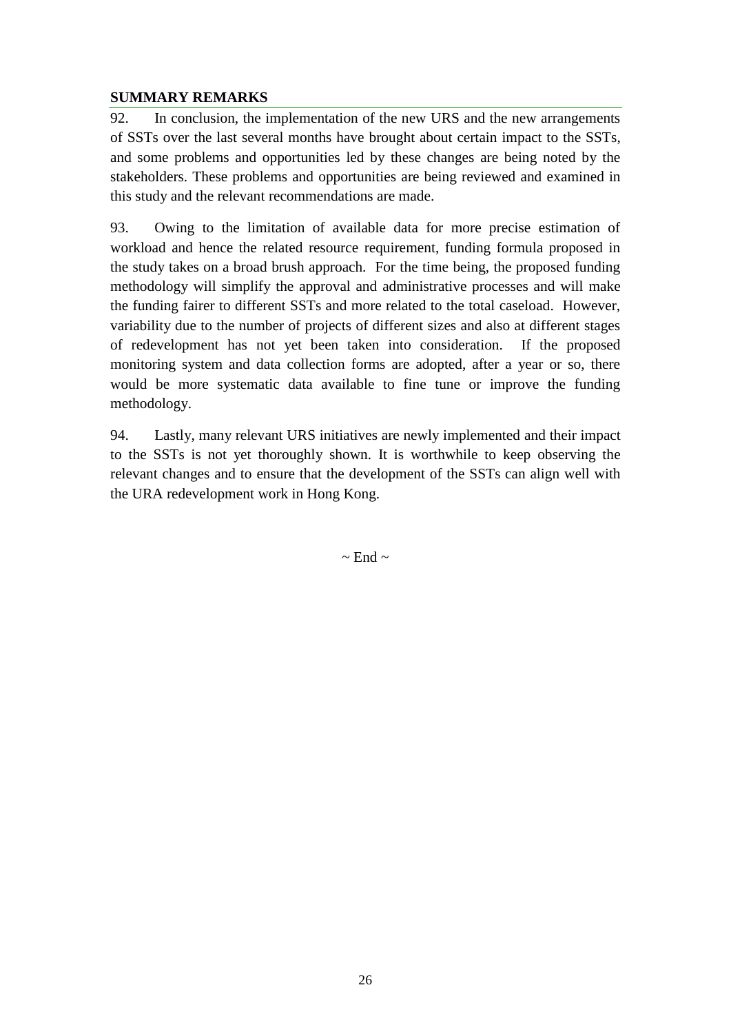## SUMMARY REMARKS

92. In conclusion, the implementation of the new URS and the new arrangements of SSTs over the last several months have brought about certain impact to the SSTs, and some problems and opportunities led by these changes are being noted by the stakeholders. These problems and opportunities are being reviewed and examined in this study and the relevant recommendations are made.

93. Owing to the limitation of available data for more precise estimation of workload and hence the related resource requirement, funding formula proposed in the study takes on a broad brush approach. For the time being, the proposed funding methodology will simplify the approval and administrative processes and will make the funding fairer to different SSTs and more related to the total caseload. However, variability due to the number of projects of different sizes and also at different stages of redevelopment has not yet been taken into consideration. If the proposed monitoring system and data collection forms are adopted, after a year or so, there would be more systematic data available to fine tune or improve the funding methodology.

94. Lastly, many relevant URS initiatives are newly implemented and their impact to the SSTs is not yet thoroughly shown. It is worthwhile to keep observing the relevant changes and to ensure that the development of the SSTs can align well with the URA redevelopment work in Hong Kong.

~ End ~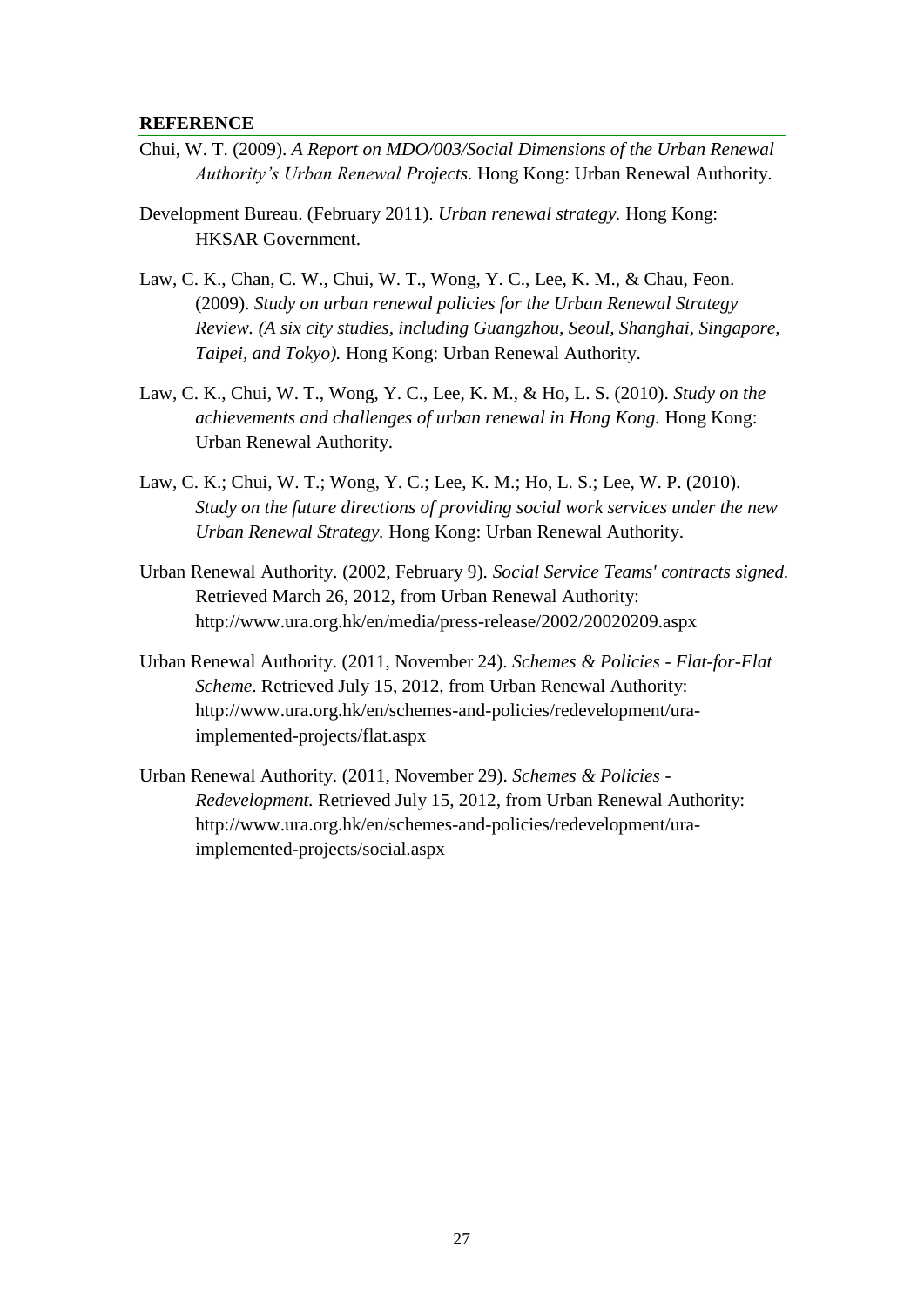## REFERENCE

Chui, W. T. (2009). *A Report on MDO/003/Social Dimensions of the Urban Renewal Authority's Urban Renewal Projects.* Hong Kong: Urban Renewal Authority.

Development Bureau. (February 2011). *Urban renewal strategy.* Hong Kong: HKSAR Government.

Law, C. K., Chan, C. W., Chui, W. T., Wong, Y. C., Lee, K. M., & Chau, Feon. (2009). *Study on urban renewal policies for the Urban Renewal Strategy Review. (A six city studies, including Guangzhou, Seoul, Shanghai, Singapore, Taipei, and Tokyo).* Hong Kong: Urban Renewal Authority.

Law, C. K., Chui, W. T., Wong, Y. C., Lee, K. M., & Ho, L. S. (2010). *Study on the achievements and challenges of urban renewal in Hong Kong.* Hong Kong: Urban Renewal Authority.

Law, C. K.; Chui, W. T.; Wong, Y. C.; Lee, K. M.; Ho, L. S.; Lee, W. P. (2010). *Study on the future directions of providing social work services under the new Urban Renewal Strategy.* Hong Kong: Urban Renewal Authority.

Urban Renewal Authority. (2002, February 9). *Social Service Teams' contracts signed.* Retrieved March 26, 2012, from Urban Renewal Authority: http://www.ura.org.hk/en/media/press-release/2002/20020209.aspx

Urban Renewal Authority. (2011, November 24). *Schemes & Policies - Flat-for-Flat Scheme*. Retrieved July 15, 2012, from Urban Renewal Authority: http://www.ura.org.hk/en/schemes-and-policies/redevelopment/ura-implemented-projects/flat.aspx

Urban Renewal Authority. (2011, November 29). *Schemes & Policies - Redevelopment.* Retrieved July 15, 2012, from Urban Renewal Authority: http://www.ura.org.hk/en/schemes-and-policies/redevelopment/ura-implemented-projects/social.aspx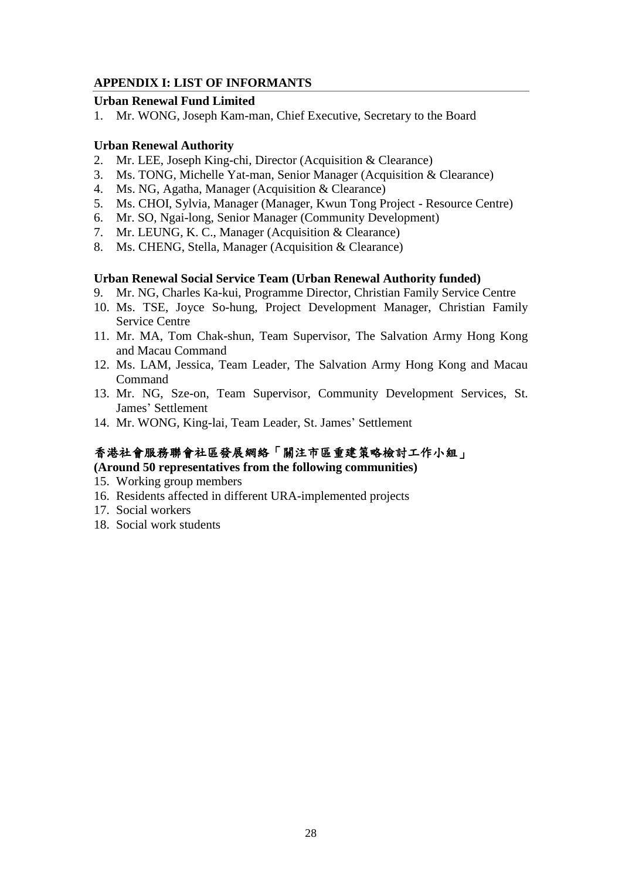## APPENDIX I: LIST OF INFORMANTS

### Urban Renewal Fund Limited

1. Mr. WONG, Joseph Kam-man, Chief Executive, Secretary to the Board

### Urban Renewal Authority

2. Mr. LEE, Joseph King-chi, Director (Acquisition & Clearance)
3. Ms. TONG, Michelle Yat-man, Senior Manager (Acquisition & Clearance)
4. Ms. NG, Agatha, Manager (Acquisition & Clearance)
5. Ms. CHOI, Sylvia, Manager (Manager, Kwun Tong Project - Resource Centre)
6. Mr. SO, Ngai-long, Senior Manager (Community Development)
7. Mr. LEUNG, K. C., Manager (Acquisition & Clearance)
8. Ms. CHENG, Stella, Manager (Acquisition & Clearance)

### Urban Renewal Social Service Team (Urban Renewal Authority funded)

9. Mr. NG, Charles Ka-kui, Programme Director, Christian Family Service Centre
10. Ms. TSE, Joyce So-hung, Project Development Manager, Christian Family Service Centre
11. Mr. MA, Tom Chak-shun, Team Supervisor, The Salvation Army Hong Kong and Macau Command
12. Ms. LAM, Jessica, Team Leader, The Salvation Army Hong Kong and Macau Command
13. Mr. NG, Sze-on, Team Supervisor, Community Development Services, St. James' Settlement
14. Mr. WONG, King-lai, Team Leader, St. James' Settlement

### 香港社會服務聯會社區發展網絡「關注市區重建策略檢討工作小組」

**(Around 50 representatives from the following communities)**

15. Working group members
16. Residents affected in different URA-implemented projects
17. Social workers
18. Social work students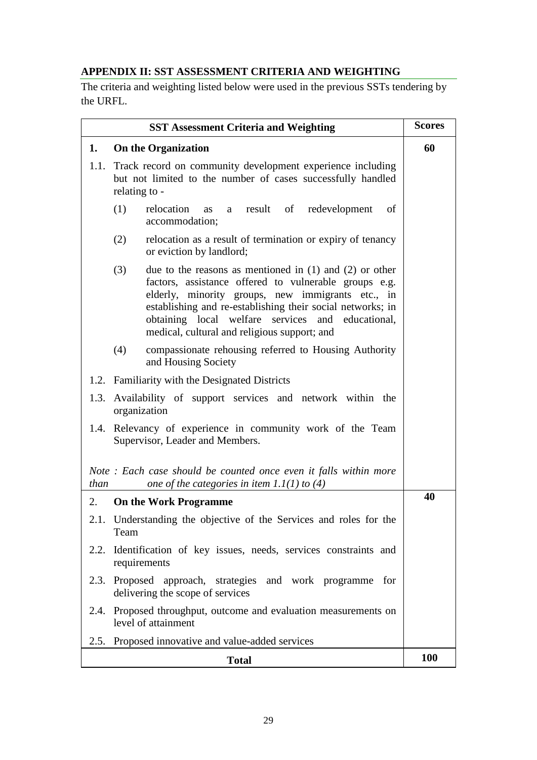## APPENDIX II: SST ASSESSMENT CRITERIA AND WEIGHTING

The criteria and weighting listed below were used in the previous SSTs tendering by the URFL.

| SST Assessment Criteria and Weighting | Scores |
|---|---|
| **1. On the Organization** | **60** |
| 1.1. Track record on community development experience including but not limited to the number of cases successfully handled relating to - | |
| (1) relocation as a result of redevelopment of accommodation; | |
| (2) relocation as a result of termination or expiry of tenancy or eviction by landlord; | |
| (3) due to the reasons as mentioned in (1) and (2) or other factors, assistance offered to vulnerable groups e.g. elderly, minority groups, new immigrants etc., in establishing and re-establishing their social networks; in obtaining local welfare services and educational, medical, cultural and religious support; and | |
| (4) compassionate rehousing referred to Housing Authority and Housing Society | |
| 1.2. Familiarity with the Designated Districts | |
| 1.3. Availability of support services and network within the organization | |
| 1.4. Relevancy of experience in community work of the Team Supervisor, Leader and Members. | |
| *Note : Each case should be counted once even it falls within more than one of the categories in item 1.1(1) to (4)* | |
| **2. On the Work Programme** | **40** |
| 2.1. Understanding the objective of the Services and roles for the Team | |
| 2.2. Identification of key issues, needs, services constraints and requirements | |
| 2.3. Proposed approach, strategies and work programme for delivering the scope of services | |
| 2.4. Proposed throughput, outcome and evaluation measurements on level of attainment | |
| 2.5. Proposed innovative and value-added services | |
| **Total** | **100** |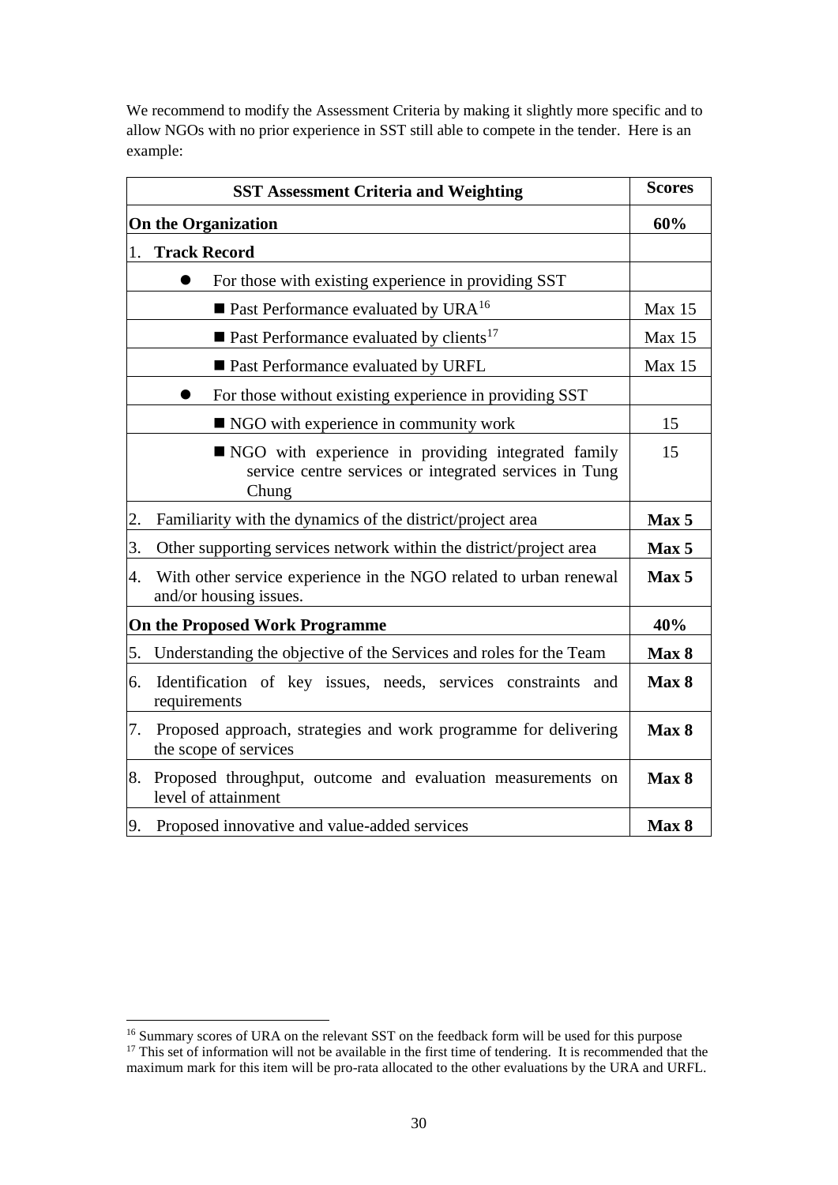We recommend to modify the Assessment Criteria by making it slightly more specific and to allow NGOs with no prior experience in SST still able to compete in the tender. Here is an example:

| SST Assessment Criteria and Weighting | Scores |
|---|---|
| **On the Organization** | **60%** |
| 1. **Track Record** | |
| ● For those with existing experience in providing SST | |
| ■ Past Performance evaluated by URA[16] | Max 15 |
| ■ Past Performance evaluated by clients[17] | Max 15 |
| ■ Past Performance evaluated by URFL | Max 15 |
| ● For those without existing experience in providing SST | |
| ■ NGO with experience in community work | 15 |
| ■ NGO with experience in providing integrated family service centre services or integrated services in Tung Chung | 15 |
| 2. Familiarity with the dynamics of the district/project area | **Max 5** |
| 3. Other supporting services network within the district/project area | **Max 5** |
| 4. With other service experience in the NGO related to urban renewal and/or housing issues. | **Max 5** |
| **On the Proposed Work Programme** | **40%** |
| 5. Understanding the objective of the Services and roles for the Team | **Max 8** |
| 6. Identification of key issues, needs, services constraints and requirements | **Max 8** |
| 7. Proposed approach, strategies and work programme for delivering the scope of services | **Max 8** |
| 8. Proposed throughput, outcome and evaluation measurements on level of attainment | **Max 8** |
| 9. Proposed innovative and value-added services | **Max 8** |

[16] Summary scores of URA on the relevant SST on the feedback form will be used for this purpose

[17] This set of information will not be available in the first time of tendering. It is recommended that the maximum mark for this item will be pro-rata allocated to the other evaluations by the URA and URFL.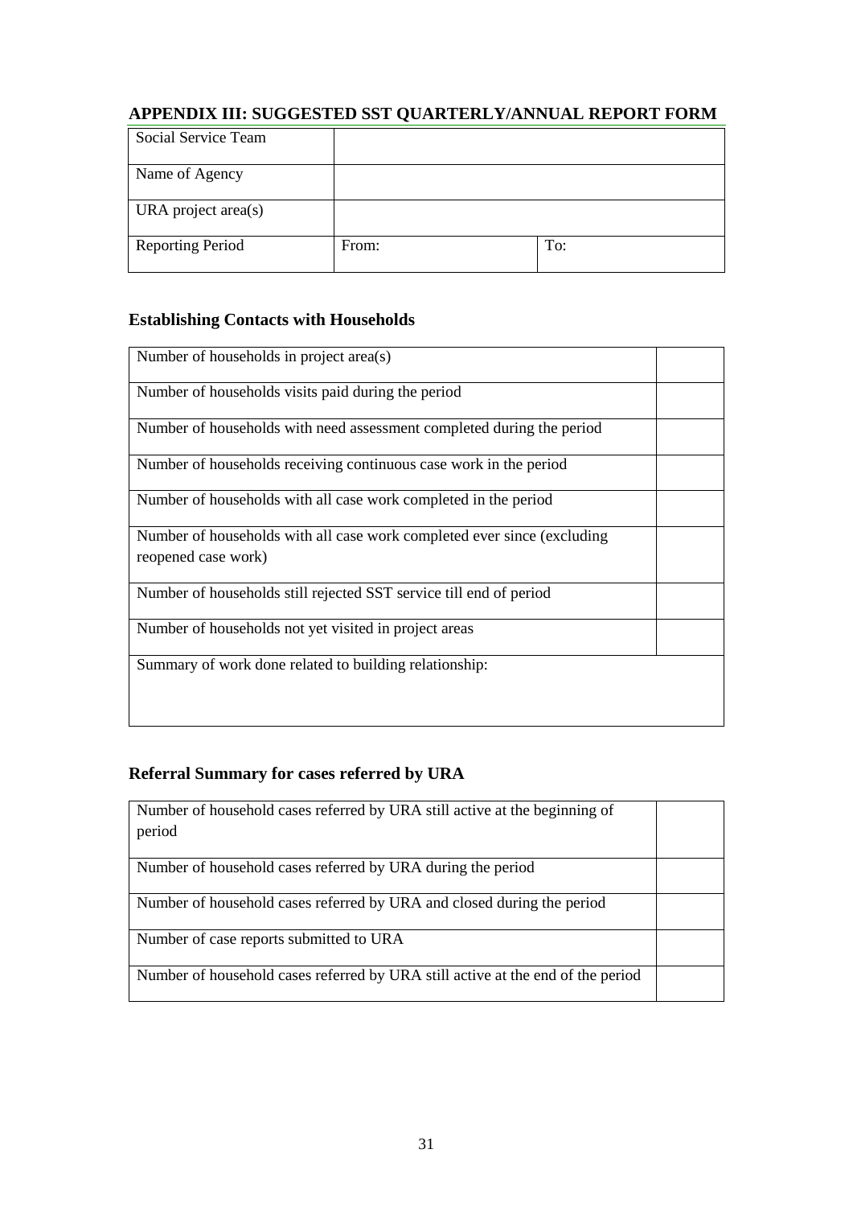## APPENDIX III: SUGGESTED SST QUARTERLY/ANNUAL REPORT FORM

| Social Service Team | | |
|---|---|---|
| Name of Agency | | |
| URA project area(s) | | |
| Reporting Period | From: | To: |

### Establishing Contacts with Households

| Number of households in project area(s) | |
|---|---|
| Number of households visits paid during the period | |
| Number of households with need assessment completed during the period | |
| Number of households receiving continuous case work in the period | |
| Number of households with all case work completed in the period | |
| Number of households with all case work completed ever since (excluding reopened case work) | |
| Number of households still rejected SST service till end of period | |
| Number of households not yet visited in project areas | |
| Summary of work done related to building relationship: | |

### Referral Summary for cases referred by URA

| Number of household cases referred by URA still active at the beginning of period | |
|---|---|
| Number of household cases referred by URA during the period | |
| Number of household cases referred by URA and closed during the period | |
| Number of case reports submitted to URA | |
| Number of household cases referred by URA still active at the end of the period | |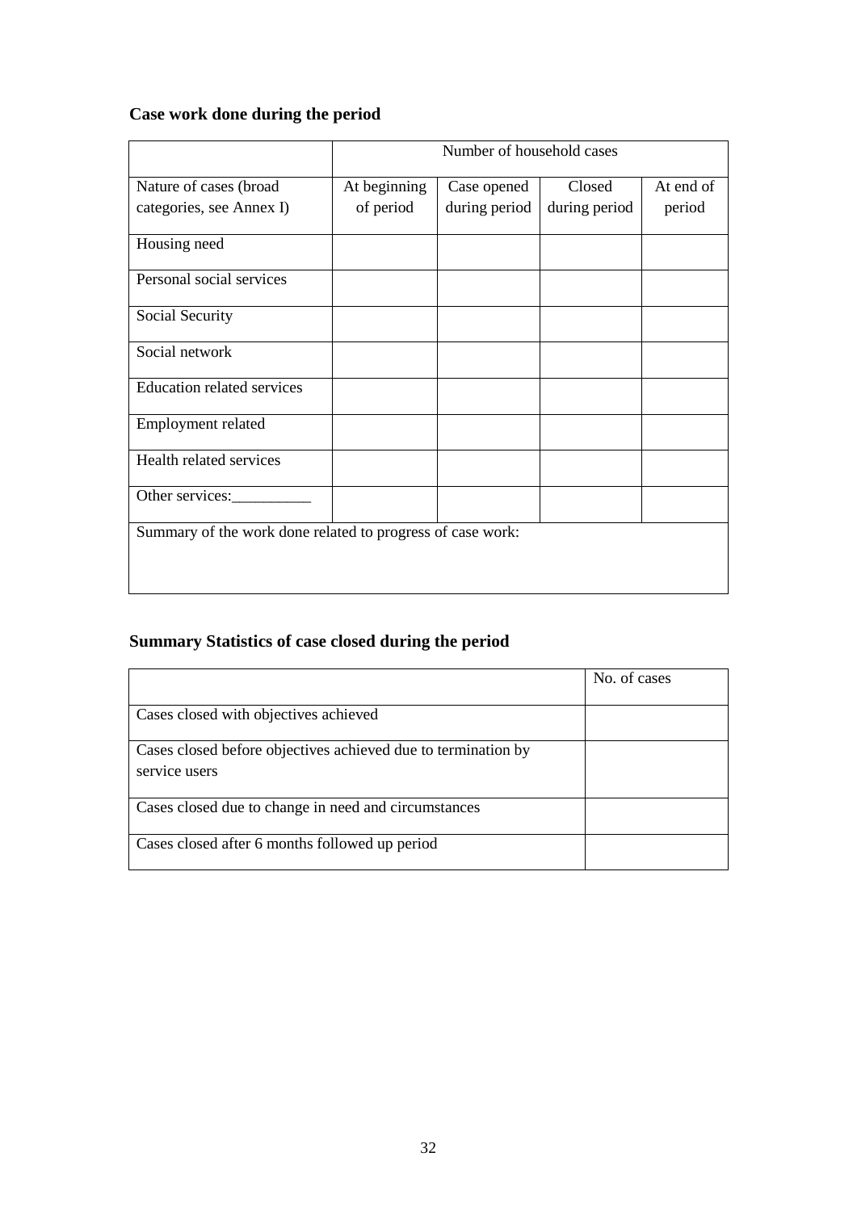**Case work done during the period**

| | Number of household cases | | | |
|---|---|---|---|---|
| Nature of cases (broad categories, see Annex I) | At beginning of period | Case opened during period | Closed during period | At end of period |
| Housing need | | | | |
| Personal social services | | | | |
| Social Security | | | | |
| Social network | | | | |
| Education related services | | | | |
| Employment related | | | | |
| Health related services | | | | |
| Other services:__________ | | | | |
| Summary of the work done related to progress of case work: | | | | |

**Summary Statistics of case closed during the period**

| | No. of cases |
|---|---|
| Cases closed with objectives achieved | |
| Cases closed before objectives achieved due to termination by service users | |
| Cases closed due to change in need and circumstances | |
| Cases closed after 6 months followed up period | |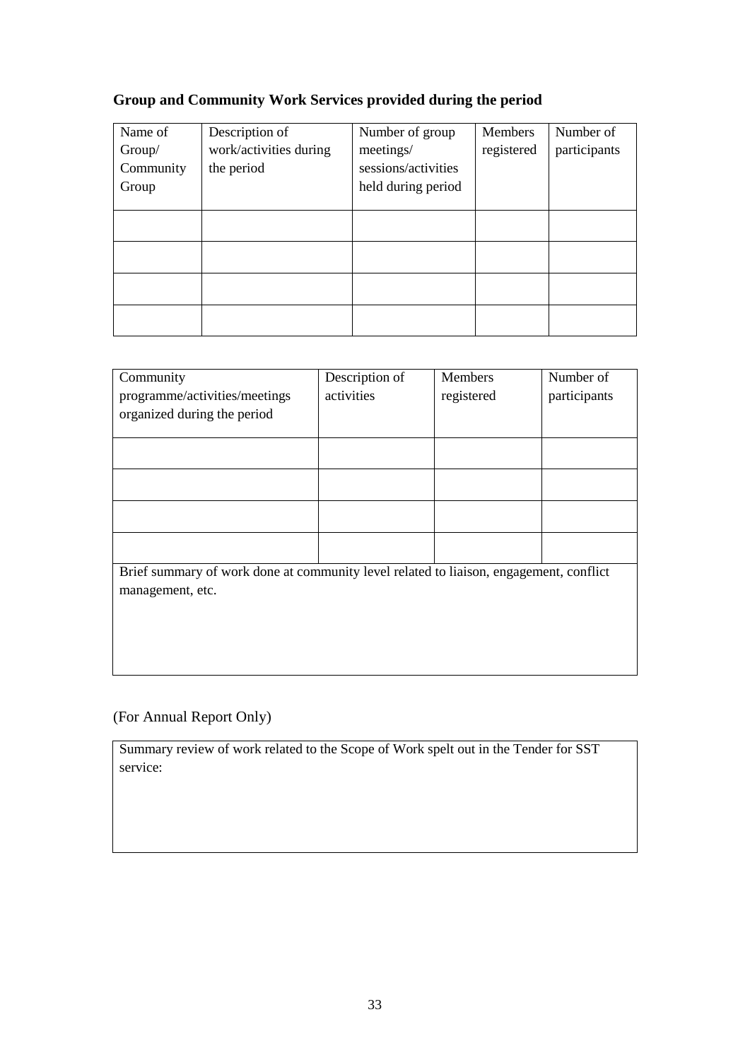**Group and Community Work Services provided during the period**

| Name of Group/ Community Group | Description of work/activities during the period | Number of group meetings/ sessions/activities held during period | Members registered | Number of participants |
|---|---|---|---|---|
| | | | | |
| | | | | |
| | | | | |
| | | | | |

| Community programme/activities/meetings organized during the period | Description of activities | Members registered | Number of participants |
|---|---|---|---|
| | | | |
| | | | |
| | | | |
| | | | |
| Brief summary of work done at community level related to liaison, engagement, conflict management, etc. | | | |

(For Annual Report Only)

| Summary review of work related to the Scope of Work spelt out in the Tender for SST service: |
|---|
| |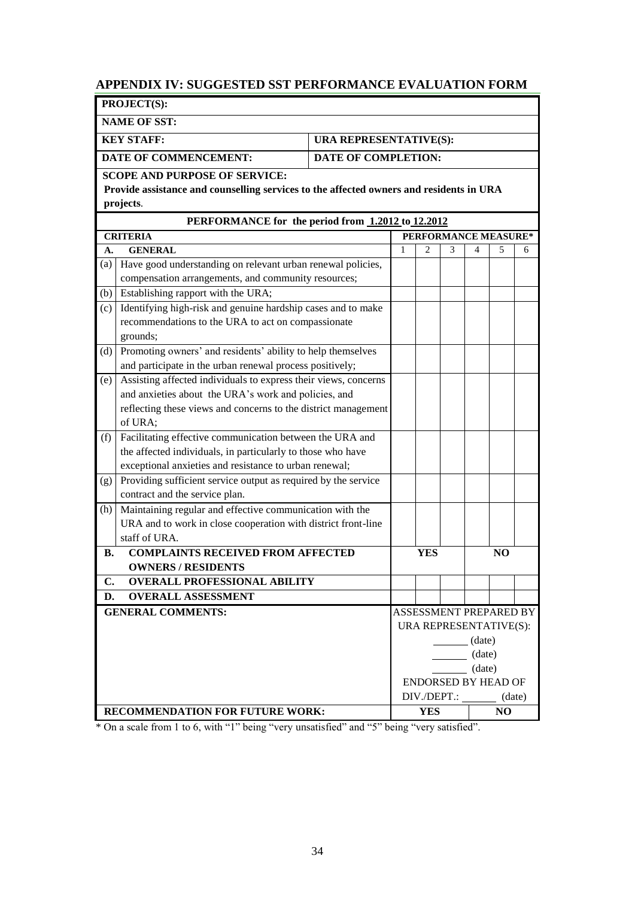## APPENDIX IV: SUGGESTED SST PERFORMANCE EVALUATION FORM

**PROJECT(S):**

**NAME OF SST:**

| | |
|---|---|
| **KEY STAFF:** | **URA REPRESENTATIVE(S):** |
| **DATE OF COMMENCEMENT:** | **DATE OF COMPLETION:** |

**SCOPE AND PURPOSE OF SERVICE:**
**Provide assistance and counselling services to the affected owners and residents in URA projects.**

**PERFORMANCE for the period from 1.2012 to 12.2012**

| **CRITERIA** | | **PERFORMANCE MEASURE*** | | | | | |
|---|---|---|---|---|---|---|---|
| **A.** | **GENERAL** | 1 | 2 | 3 | 4 | 5 | 6 |
| (a) | Have good understanding on relevant urban renewal policies, compensation arrangements, and community resources; | | | | | | |
| (b) | Establishing rapport with the URA; | | | | | | |
| (c) | Identifying high-risk and genuine hardship cases and to make recommendations to the URA to act on compassionate grounds; | | | | | | |
| (d) | Promoting owners' and residents' ability to help themselves and participate in the urban renewal process positively; | | | | | | |
| (e) | Assisting affected individuals to express their views, concerns and anxieties about the URA's work and policies, and reflecting these views and concerns to the district management of URA; | | | | | | |
| (f) | Facilitating effective communication between the URA and the affected individuals, in particularly to those who have exceptional anxieties and resistance to urban renewal; | | | | | | |
| (g) | Providing sufficient service output as required by the service contract and the service plan. | | | | | | |
| (h) | Maintaining regular and effective communication with the URA and to work in close cooperation with district front-line staff of URA. | | | | | | |
| **B.** | **COMPLAINTS RECEIVED FROM AFFECTED OWNERS / RESIDENTS** | **YES** | | | **NO** | | |
| **C.** | **OVERALL PROFESSIONAL ABILITY** | | | | | | |
| **D.** | **OVERALL ASSESSMENT** | | | | | | |

| | |
|---|---|
| **GENERAL COMMENTS:** | ASSESSMENT PREPARED BY URA REPRESENTATIVE(S):<br>______ (date)<br>______ (date)<br>______ (date)<br>ENDORSED BY HEAD OF DIV./DEPT.: ______ (date) |
| **RECOMMENDATION FOR FUTURE WORK:** | **YES** / **NO** |

\* On a scale from 1 to 6, with "1" being "very unsatisfied" and "5" being "very satisfied".